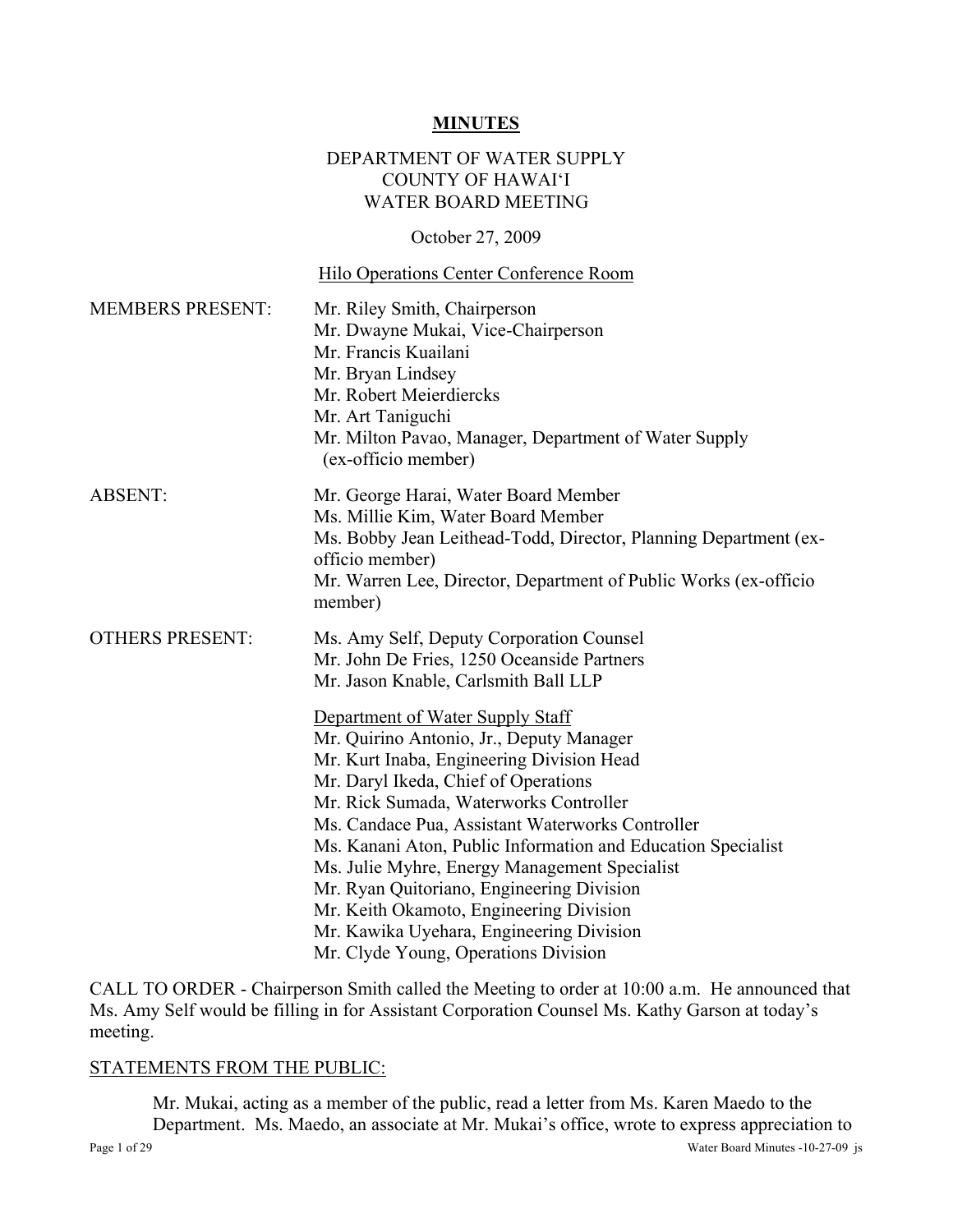# MINUTES

DEPARTMENT OF WATER SUPPLY
COUNTY OF HAWAI'I
WATER BOARD MEETING

October 27, 2009

Hilo Operations Center Conference Room

| | |
|---|---|
| MEMBERS PRESENT: | Mr. Riley Smith, Chairperson<br>Mr. Dwayne Mukai, Vice-Chairperson<br>Mr. Francis Kuailani<br>Mr. Bryan Lindsey<br>Mr. Robert Meierdiercks<br>Mr. Art Taniguchi<br>Mr. Milton Pavao, Manager, Department of Water Supply (ex-officio member) |
| ABSENT: | Mr. George Harai, Water Board Member<br>Ms. Millie Kim, Water Board Member<br>Ms. Bobby Jean Leithead-Todd, Director, Planning Department (ex-officio member)<br>Mr. Warren Lee, Director, Department of Public Works (ex-officio member) |
| OTHERS PRESENT: | Ms. Amy Self, Deputy Corporation Counsel<br>Mr. John De Fries, 1250 Oceanside Partners<br>Mr. Jason Knable, Carlsmith Ball LLP<br><br>Department of Water Supply Staff<br>Mr. Quirino Antonio, Jr., Deputy Manager<br>Mr. Kurt Inaba, Engineering Division Head<br>Mr. Daryl Ikeda, Chief of Operations<br>Mr. Rick Sumada, Waterworks Controller<br>Ms. Candace Pua, Assistant Waterworks Controller<br>Ms. Kanani Aton, Public Information and Education Specialist<br>Ms. Julie Myhre, Energy Management Specialist<br>Mr. Ryan Quitoriano, Engineering Division<br>Mr. Keith Okamoto, Engineering Division<br>Mr. Kawika Uyehara, Engineering Division<br>Mr. Clyde Young, Operations Division |

CALL TO ORDER - Chairperson Smith called the Meeting to order at 10:00 a.m. He announced that Ms. Amy Self would be filling in for Assistant Corporation Counsel Ms. Kathy Garson at today's meeting.

STATEMENTS FROM THE PUBLIC:

Mr. Mukai, acting as a member of the public, read a letter from Ms. Karen Maedo to the Department. Ms. Maedo, an associate at Mr. Mukai's office, wrote to express appreciation to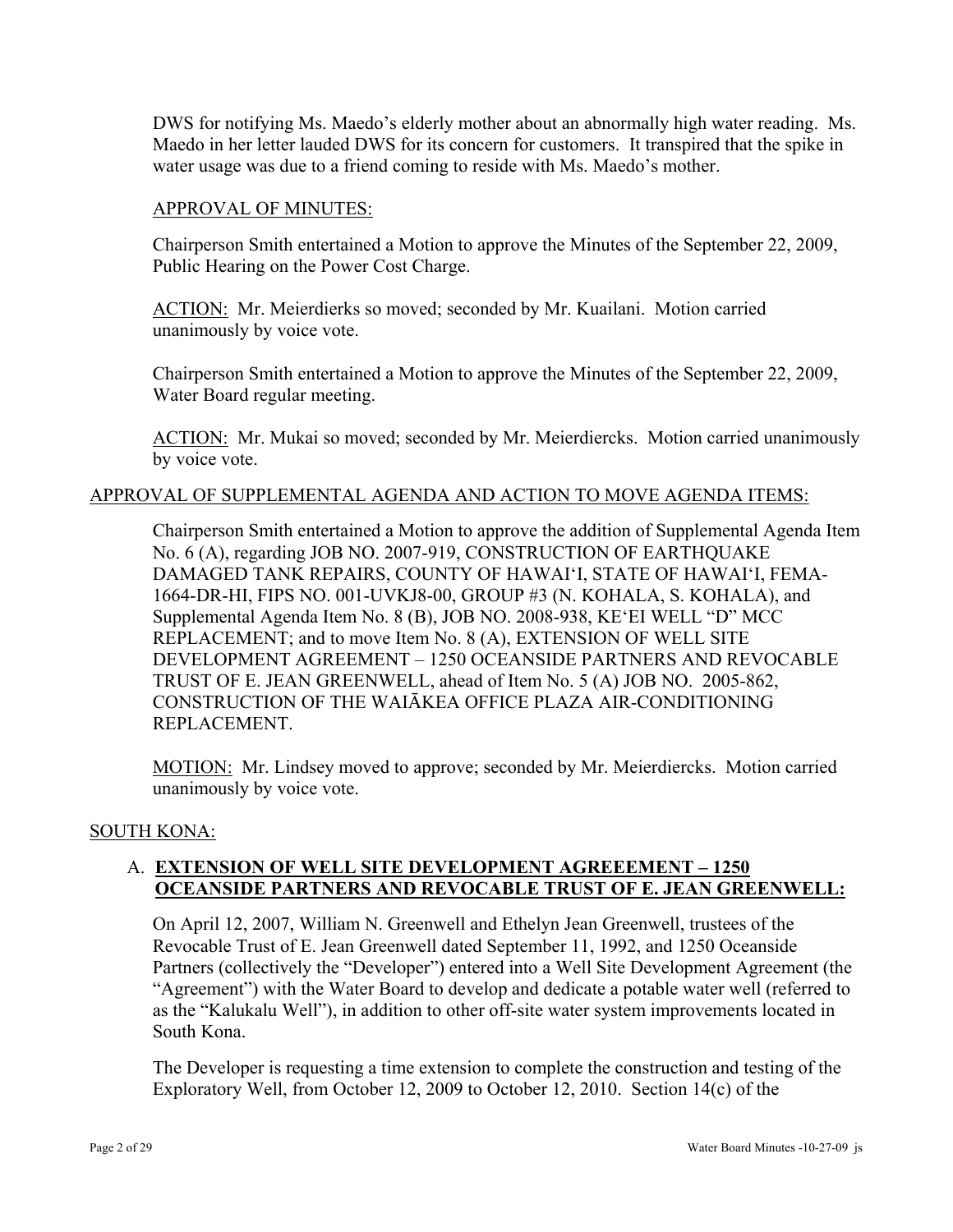DWS for notifying Ms. Maedo's elderly mother about an abnormally high water reading. Ms. Maedo in her letter lauded DWS for its concern for customers. It transpired that the spike in water usage was due to a friend coming to reside with Ms. Maedo's mother.

APPROVAL OF MINUTES:

Chairperson Smith entertained a Motion to approve the Minutes of the September 22, 2009, Public Hearing on the Power Cost Charge.

ACTION: Mr. Meierdierks so moved; seconded by Mr. Kuailani. Motion carried unanimously by voice vote.

Chairperson Smith entertained a Motion to approve the Minutes of the September 22, 2009, Water Board regular meeting.

ACTION: Mr. Mukai so moved; seconded by Mr. Meierdiercks. Motion carried unanimously by voice vote.

APPROVAL OF SUPPLEMENTAL AGENDA AND ACTION TO MOVE AGENDA ITEMS:

Chairperson Smith entertained a Motion to approve the addition of Supplemental Agenda Item No. 6 (A), regarding JOB NO. 2007-919, CONSTRUCTION OF EARTHQUAKE DAMAGED TANK REPAIRS, COUNTY OF HAWAI'I, STATE OF HAWAI'I, FEMA-1664-DR-HI, FIPS NO. 001-UVKJ8-00, GROUP #3 (N. KOHALA, S. KOHALA), and Supplemental Agenda Item No. 8 (B), JOB NO. 2008-938, KE'EI WELL "D" MCC REPLACEMENT; and to move Item No. 8 (A), EXTENSION OF WELL SITE DEVELOPMENT AGREEMENT – 1250 OCEANSIDE PARTNERS AND REVOCABLE TRUST OF E. JEAN GREENWELL, ahead of Item No. 5 (A) JOB NO. 2005-862, CONSTRUCTION OF THE WAIĀKEA OFFICE PLAZA AIR-CONDITIONING REPLACEMENT.

MOTION: Mr. Lindsey moved to approve; seconded by Mr. Meierdiercks. Motion carried unanimously by voice vote.

SOUTH KONA:

A. **EXTENSION OF WELL SITE DEVELOPMENT AGREEEMENT – 1250 OCEANSIDE PARTNERS AND REVOCABLE TRUST OF E. JEAN GREENWELL:**

On April 12, 2007, William N. Greenwell and Ethelyn Jean Greenwell, trustees of the Revocable Trust of E. Jean Greenwell dated September 11, 1992, and 1250 Oceanside Partners (collectively the "Developer") entered into a Well Site Development Agreement (the "Agreement") with the Water Board to develop and dedicate a potable water well (referred to as the "Kalukalu Well"), in addition to other off-site water system improvements located in South Kona.

The Developer is requesting a time extension to complete the construction and testing of the Exploratory Well, from October 12, 2009 to October 12, 2010. Section 14(c) of the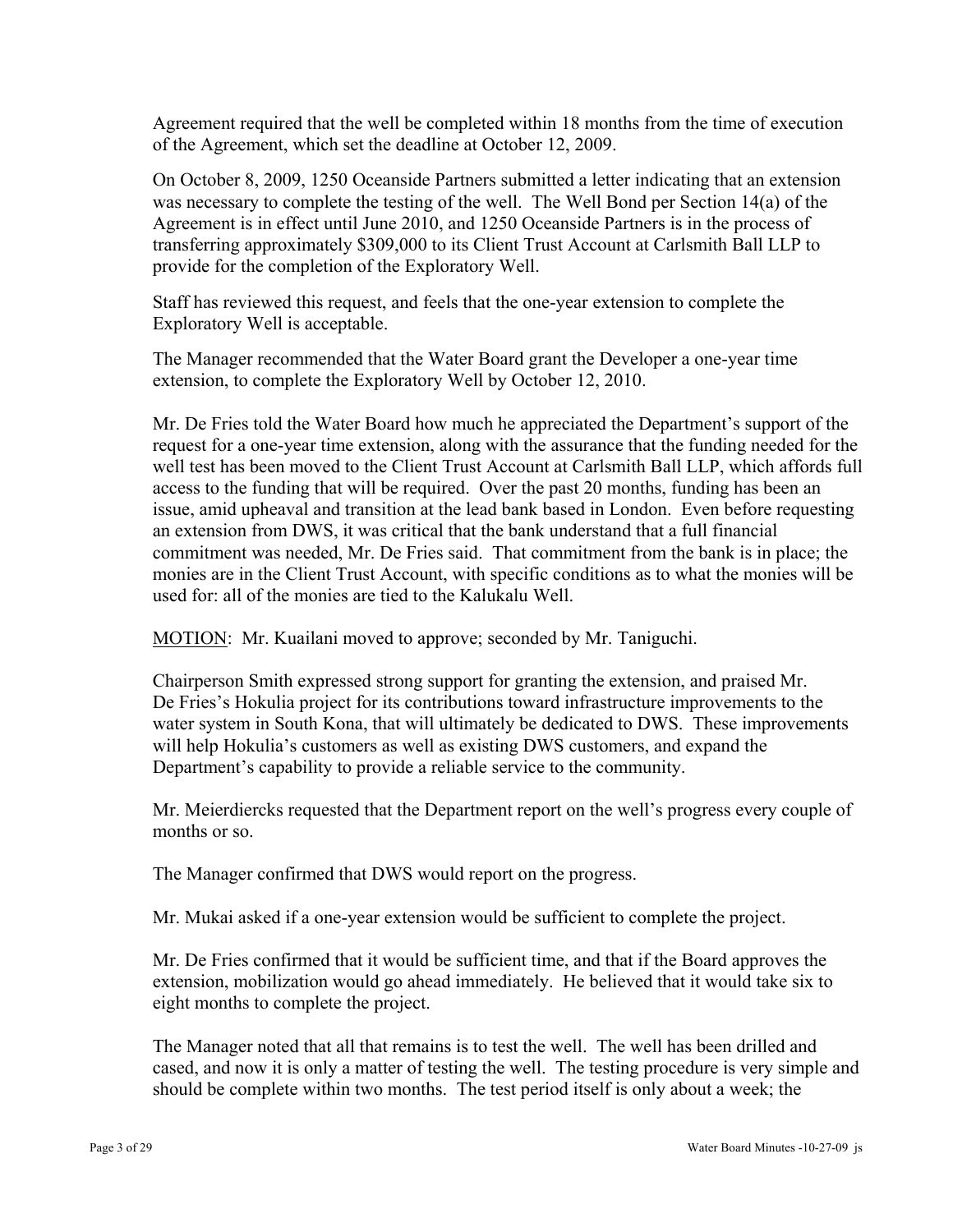Agreement required that the well be completed within 18 months from the time of execution of the Agreement, which set the deadline at October 12, 2009.

On October 8, 2009, 1250 Oceanside Partners submitted a letter indicating that an extension was necessary to complete the testing of the well. The Well Bond per Section 14(a) of the Agreement is in effect until June 2010, and 1250 Oceanside Partners is in the process of transferring approximately $309,000 to its Client Trust Account at Carlsmith Ball LLP to provide for the completion of the Exploratory Well.

Staff has reviewed this request, and feels that the one-year extension to complete the Exploratory Well is acceptable.

The Manager recommended that the Water Board grant the Developer a one-year time extension, to complete the Exploratory Well by October 12, 2010.

Mr. De Fries told the Water Board how much he appreciated the Department's support of the request for a one-year time extension, along with the assurance that the funding needed for the well test has been moved to the Client Trust Account at Carlsmith Ball LLP, which affords full access to the funding that will be required. Over the past 20 months, funding has been an issue, amid upheaval and transition at the lead bank based in London. Even before requesting an extension from DWS, it was critical that the bank understand that a full financial commitment was needed, Mr. De Fries said. That commitment from the bank is in place; the monies are in the Client Trust Account, with specific conditions as to what the monies will be used for: all of the monies are tied to the Kalukalu Well.

MOTION: Mr. Kuailani moved to approve; seconded by Mr. Taniguchi.

Chairperson Smith expressed strong support for granting the extension, and praised Mr. De Fries's Hokulia project for its contributions toward infrastructure improvements to the water system in South Kona, that will ultimately be dedicated to DWS. These improvements will help Hokulia's customers as well as existing DWS customers, and expand the Department's capability to provide a reliable service to the community.

Mr. Meierdiercks requested that the Department report on the well's progress every couple of months or so.

The Manager confirmed that DWS would report on the progress.

Mr. Mukai asked if a one-year extension would be sufficient to complete the project.

Mr. De Fries confirmed that it would be sufficient time, and that if the Board approves the extension, mobilization would go ahead immediately. He believed that it would take six to eight months to complete the project.

The Manager noted that all that remains is to test the well. The well has been drilled and cased, and now it is only a matter of testing the well. The testing procedure is very simple and should be complete within two months. The test period itself is only about a week; the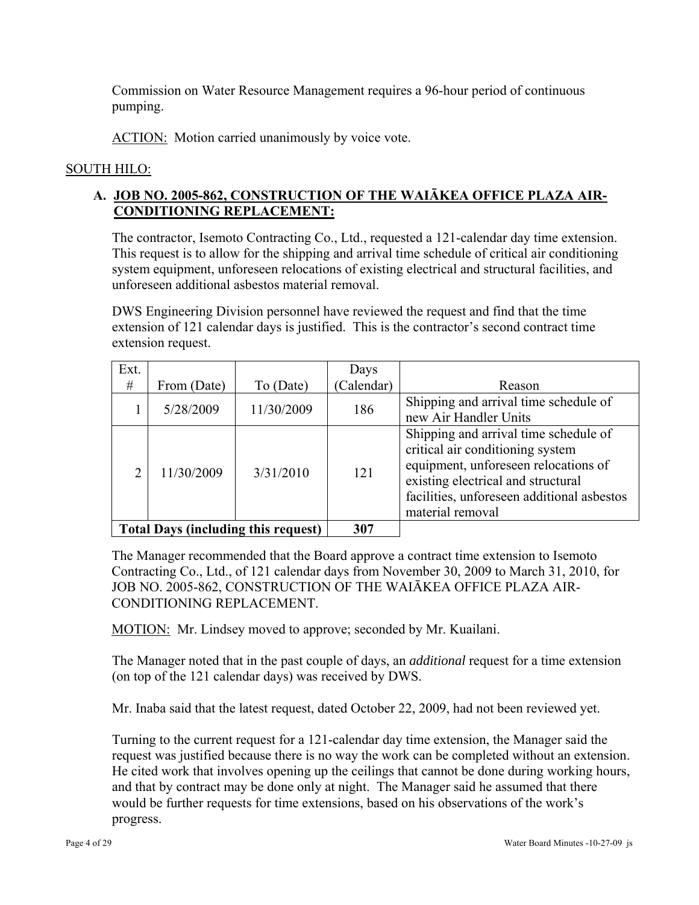Commission on Water Resource Management requires a 96-hour period of continuous pumping.

ACTION: Motion carried unanimously by voice vote.

SOUTH HILO:

**A. JOB NO. 2005-862, CONSTRUCTION OF THE WAIĀKEA OFFICE PLAZA AIR-CONDITIONING REPLACEMENT:**

The contractor, Isemoto Contracting Co., Ltd., requested a 121-calendar day time extension. This request is to allow for the shipping and arrival time schedule of critical air conditioning system equipment, unforeseen relocations of existing electrical and structural facilities, and unforeseen additional asbestos material removal.

DWS Engineering Division personnel have reviewed the request and find that the time extension of 121 calendar days is justified. This is the contractor's second contract time extension request.

| Ext. # | From (Date) | To (Date) | Days (Calendar) | Reason |
|---|---|---|---|---|
| 1 | 5/28/2009 | 11/30/2009 | 186 | Shipping and arrival time schedule of new Air Handler Units |
| 2 | 11/30/2009 | 3/31/2010 | 121 | Shipping and arrival time schedule of critical air conditioning system equipment, unforeseen relocations of existing electrical and structural facilities, unforeseen additional asbestos material removal |
| **Total Days (including this request)** | | | **307** | |

The Manager recommended that the Board approve a contract time extension to Isemoto Contracting Co., Ltd., of 121 calendar days from November 30, 2009 to March 31, 2010, for JOB NO. 2005-862, CONSTRUCTION OF THE WAIĀKEA OFFICE PLAZA AIR-CONDITIONING REPLACEMENT.

MOTION: Mr. Lindsey moved to approve; seconded by Mr. Kuailani.

The Manager noted that in the past couple of days, an *additional* request for a time extension (on top of the 121 calendar days) was received by DWS.

Mr. Inaba said that the latest request, dated October 22, 2009, had not been reviewed yet.

Turning to the current request for a 121-calendar day time extension, the Manager said the request was justified because there is no way the work can be completed without an extension. He cited work that involves opening up the ceilings that cannot be done during working hours, and that by contract may be done only at night. The Manager said he assumed that there would be further requests for time extensions, based on his observations of the work's progress.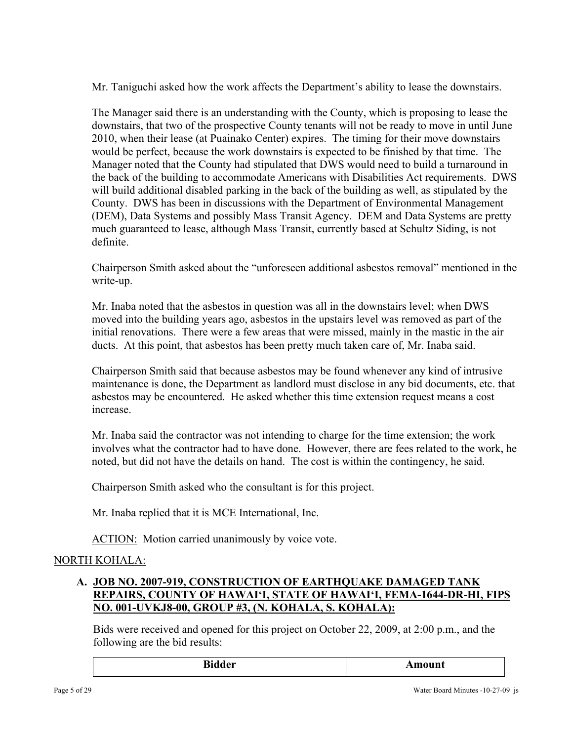Mr. Taniguchi asked how the work affects the Department's ability to lease the downstairs.

The Manager said there is an understanding with the County, which is proposing to lease the downstairs, that two of the prospective County tenants will not be ready to move in until June 2010, when their lease (at Puainako Center) expires. The timing for their move downstairs would be perfect, because the work downstairs is expected to be finished by that time. The Manager noted that the County had stipulated that DWS would need to build a turnaround in the back of the building to accommodate Americans with Disabilities Act requirements. DWS will build additional disabled parking in the back of the building as well, as stipulated by the County. DWS has been in discussions with the Department of Environmental Management (DEM), Data Systems and possibly Mass Transit Agency. DEM and Data Systems are pretty much guaranteed to lease, although Mass Transit, currently based at Schultz Siding, is not definite.

Chairperson Smith asked about the "unforeseen additional asbestos removal" mentioned in the write-up.

Mr. Inaba noted that the asbestos in question was all in the downstairs level; when DWS moved into the building years ago, asbestos in the upstairs level was removed as part of the initial renovations. There were a few areas that were missed, mainly in the mastic in the air ducts. At this point, that asbestos has been pretty much taken care of, Mr. Inaba said.

Chairperson Smith said that because asbestos may be found whenever any kind of intrusive maintenance is done, the Department as landlord must disclose in any bid documents, etc. that asbestos may be encountered. He asked whether this time extension request means a cost increase.

Mr. Inaba said the contractor was not intending to charge for the time extension; the work involves what the contractor had to have done. However, there are fees related to the work, he noted, but did not have the details on hand. The cost is within the contingency, he said.

Chairperson Smith asked who the consultant is for this project.

Mr. Inaba replied that it is MCE International, Inc.

ACTION: Motion carried unanimously by voice vote.

NORTH KOHALA:

**A. JOB NO. 2007-919, CONSTRUCTION OF EARTHQUAKE DAMAGED TANK REPAIRS, COUNTY OF HAWAIʻI, STATE OF HAWAIʻI, FEMA-1644-DR-HI, FIPS NO. 001-UVKJ8-00, GROUP #3, (N. KOHALA, S. KOHALA):**

Bids were received and opened for this project on October 22, 2009, at 2:00 p.m., and the following are the bid results:

| Bidder | Amount |
|---|---|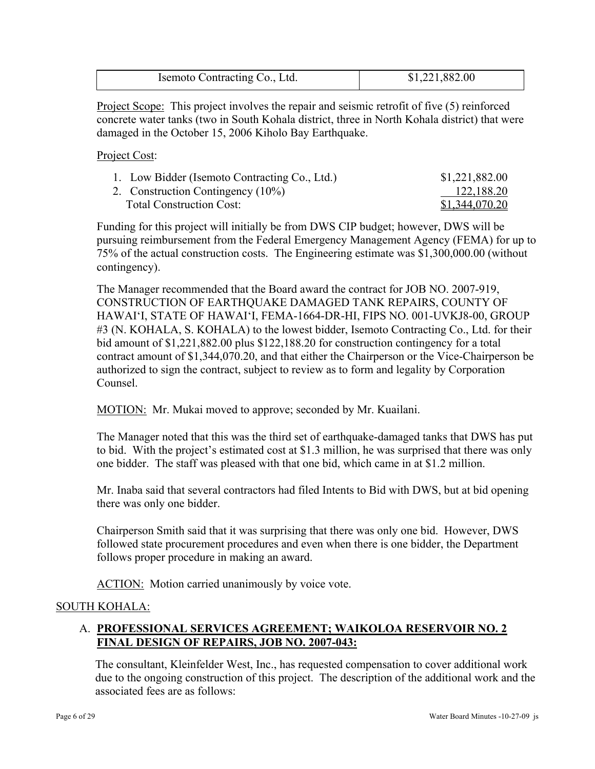| Isemoto Contracting Co., Ltd. | $1,221,882.00 |
|---|---|

Project Scope: This project involves the repair and seismic retrofit of five (5) reinforced concrete water tanks (two in South Kohala district, three in North Kohala district) that were damaged in the October 15, 2006 Kiholo Bay Earthquake.

Project Cost:

| | |
|---|---|
| 1. Low Bidder (Isemoto Contracting Co., Ltd.) | $1,221,882.00 |
| 2. Construction Contingency (10%) | 122,188.20 |
| Total Construction Cost: | $1,344,070.20 |

Funding for this project will initially be from DWS CIP budget; however, DWS will be pursuing reimbursement from the Federal Emergency Management Agency (FEMA) for up to 75% of the actual construction costs. The Engineering estimate was $1,300,000.00 (without contingency).

The Manager recommended that the Board award the contract for JOB NO. 2007-919, CONSTRUCTION OF EARTHQUAKE DAMAGED TANK REPAIRS, COUNTY OF HAWAI'I, STATE OF HAWAI'I, FEMA-1664-DR-HI, FIPS NO. 001-UVKJ8-00, GROUP #3 (N. KOHALA, S. KOHALA) to the lowest bidder, Isemoto Contracting Co., Ltd. for their bid amount of $1,221,882.00 plus $122,188.20 for construction contingency for a total contract amount of $1,344,070.20, and that either the Chairperson or the Vice-Chairperson be authorized to sign the contract, subject to review as to form and legality by Corporation Counsel.

MOTION: Mr. Mukai moved to approve; seconded by Mr. Kuailani.

The Manager noted that this was the third set of earthquake-damaged tanks that DWS has put to bid. With the project's estimated cost at $1.3 million, he was surprised that there was only one bidder. The staff was pleased with that one bid, which came in at $1.2 million.

Mr. Inaba said that several contractors had filed Intents to Bid with DWS, but at bid opening there was only one bidder.

Chairperson Smith said that it was surprising that there was only one bid. However, DWS followed state procurement procedures and even when there is one bidder, the Department follows proper procedure in making an award.

ACTION: Motion carried unanimously by voice vote.

SOUTH KOHALA:

A. **PROFESSIONAL SERVICES AGREEMENT; WAIKOLOA RESERVOIR NO. 2 FINAL DESIGN OF REPAIRS, JOB NO. 2007-043:**

The consultant, Kleinfelder West, Inc., has requested compensation to cover additional work due to the ongoing construction of this project. The description of the additional work and the associated fees are as follows: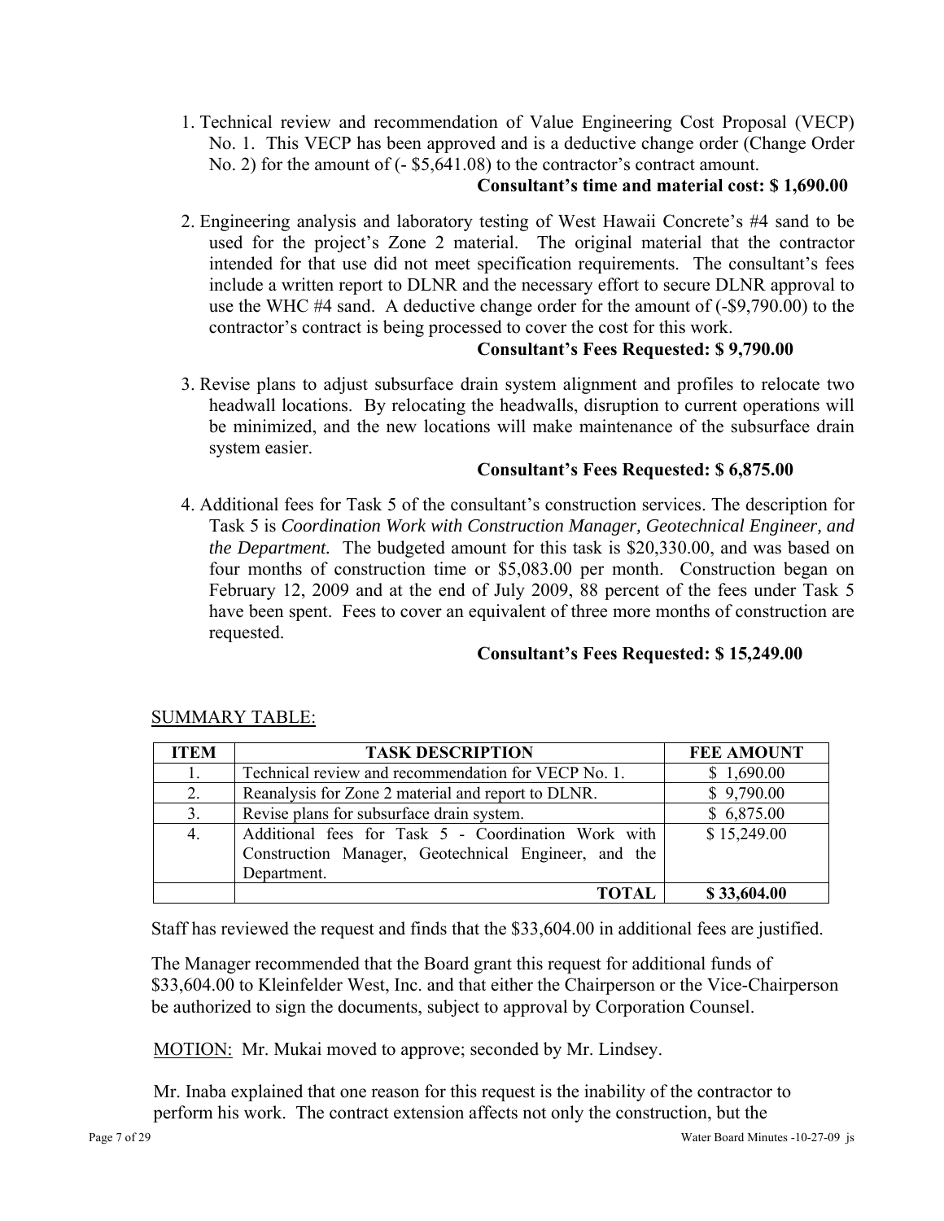1. Technical review and recommendation of Value Engineering Cost Proposal (VECP) No. 1. This VECP has been approved and is a deductive change order (Change Order No. 2) for the amount of (- $5,641.08) to the contractor's contract amount.

   **Consultant's time and material cost: $ 1,690.00**

2. Engineering analysis and laboratory testing of West Hawaii Concrete's #4 sand to be used for the project's Zone 2 material. The original material that the contractor intended for that use did not meet specification requirements. The consultant's fees include a written report to DLNR and the necessary effort to secure DLNR approval to use the WHC #4 sand. A deductive change order for the amount of (-$9,790.00) to the contractor's contract is being processed to cover the cost for this work.

   **Consultant's Fees Requested: $ 9,790.00**

3. Revise plans to adjust subsurface drain system alignment and profiles to relocate two headwall locations. By relocating the headwalls, disruption to current operations will be minimized, and the new locations will make maintenance of the subsurface drain system easier.

   **Consultant's Fees Requested: $ 6,875.00**

4. Additional fees for Task 5 of the consultant's construction services. The description for Task 5 is *Coordination Work with Construction Manager, Geotechnical Engineer, and the Department.* The budgeted amount for this task is $20,330.00, and was based on four months of construction time or $5,083.00 per month. Construction began on February 12, 2009 and at the end of July 2009, 88 percent of the fees under Task 5 have been spent. Fees to cover an equivalent of three more months of construction are requested.

   **Consultant's Fees Requested: $ 15,249.00**

SUMMARY TABLE:

| ITEM | TASK DESCRIPTION | FEE AMOUNT |
|---|---|---|
| 1. | Technical review and recommendation for VECP No. 1. | $ 1,690.00 |
| 2. | Reanalysis for Zone 2 material and report to DLNR. | $ 9,790.00 |
| 3. | Revise plans for subsurface drain system. | $ 6,875.00 |
| 4. | Additional fees for Task 5 - Coordination Work with Construction Manager, Geotechnical Engineer, and the Department. | $ 15,249.00 |
| | **TOTAL** | **$ 33,604.00** |

Staff has reviewed the request and finds that the $33,604.00 in additional fees are justified.

The Manager recommended that the Board grant this request for additional funds of $33,604.00 to Kleinfelder West, Inc. and that either the Chairperson or the Vice-Chairperson be authorized to sign the documents, subject to approval by Corporation Counsel.

MOTION: Mr. Mukai moved to approve; seconded by Mr. Lindsey.

Mr. Inaba explained that one reason for this request is the inability of the contractor to perform his work. The contract extension affects not only the construction, but the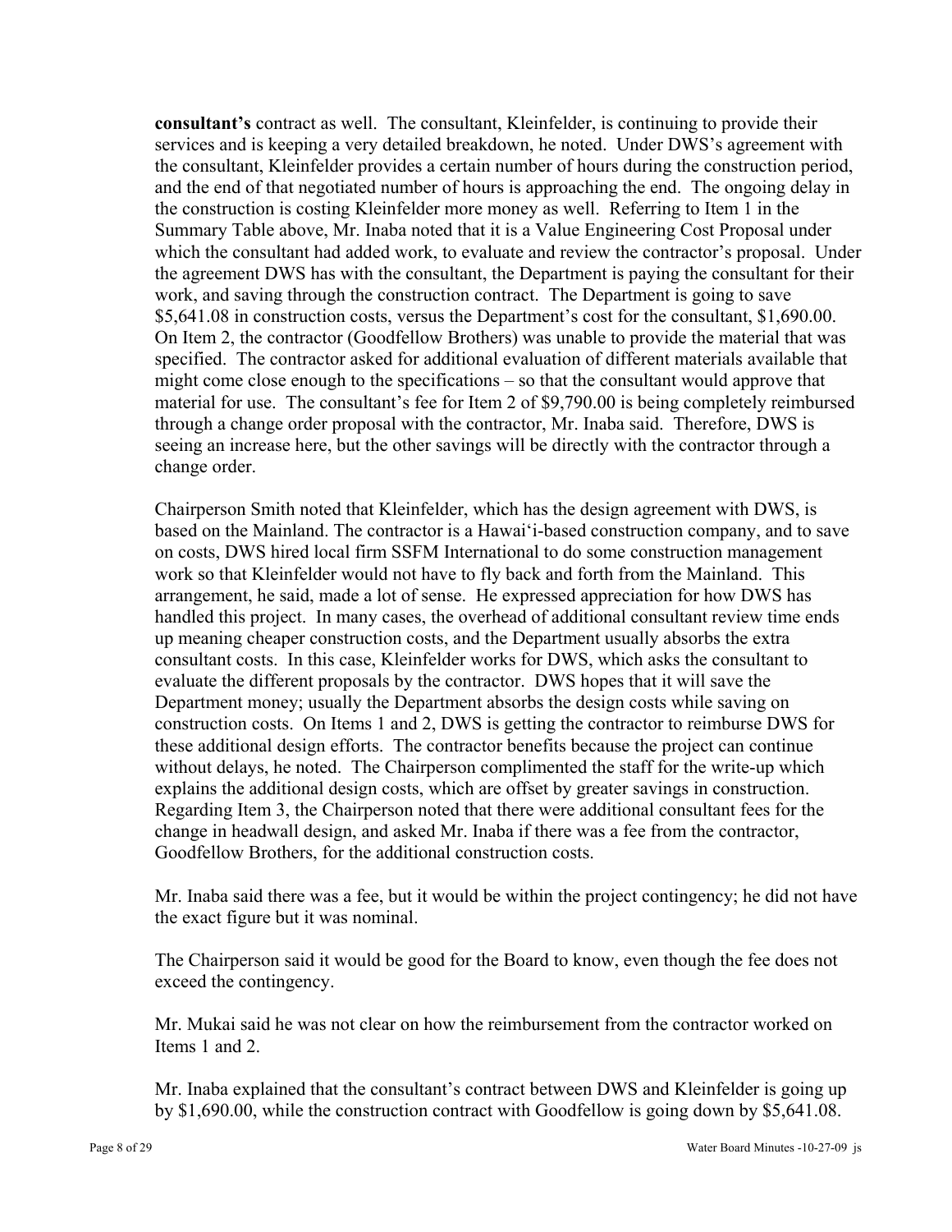**consultant's** contract as well. The consultant, Kleinfelder, is continuing to provide their services and is keeping a very detailed breakdown, he noted. Under DWS's agreement with the consultant, Kleinfelder provides a certain number of hours during the construction period, and the end of that negotiated number of hours is approaching the end. The ongoing delay in the construction is costing Kleinfelder more money as well. Referring to Item 1 in the Summary Table above, Mr. Inaba noted that it is a Value Engineering Cost Proposal under which the consultant had added work, to evaluate and review the contractor's proposal. Under the agreement DWS has with the consultant, the Department is paying the consultant for their work, and saving through the construction contract. The Department is going to save \$5,641.08 in construction costs, versus the Department's cost for the consultant, \$1,690.00. On Item 2, the contractor (Goodfellow Brothers) was unable to provide the material that was specified. The contractor asked for additional evaluation of different materials available that might come close enough to the specifications – so that the consultant would approve that material for use. The consultant's fee for Item 2 of \$9,790.00 is being completely reimbursed through a change order proposal with the contractor, Mr. Inaba said. Therefore, DWS is seeing an increase here, but the other savings will be directly with the contractor through a change order.

Chairperson Smith noted that Kleinfelder, which has the design agreement with DWS, is based on the Mainland. The contractor is a Hawai'i-based construction company, and to save on costs, DWS hired local firm SSFM International to do some construction management work so that Kleinfelder would not have to fly back and forth from the Mainland. This arrangement, he said, made a lot of sense. He expressed appreciation for how DWS has handled this project. In many cases, the overhead of additional consultant review time ends up meaning cheaper construction costs, and the Department usually absorbs the extra consultant costs. In this case, Kleinfelder works for DWS, which asks the consultant to evaluate the different proposals by the contractor. DWS hopes that it will save the Department money; usually the Department absorbs the design costs while saving on construction costs. On Items 1 and 2, DWS is getting the contractor to reimburse DWS for these additional design efforts. The contractor benefits because the project can continue without delays, he noted. The Chairperson complimented the staff for the write-up which explains the additional design costs, which are offset by greater savings in construction. Regarding Item 3, the Chairperson noted that there were additional consultant fees for the change in headwall design, and asked Mr. Inaba if there was a fee from the contractor, Goodfellow Brothers, for the additional construction costs.

Mr. Inaba said there was a fee, but it would be within the project contingency; he did not have the exact figure but it was nominal.

The Chairperson said it would be good for the Board to know, even though the fee does not exceed the contingency.

Mr. Mukai said he was not clear on how the reimbursement from the contractor worked on Items 1 and 2.

Mr. Inaba explained that the consultant's contract between DWS and Kleinfelder is going up by \$1,690.00, while the construction contract with Goodfellow is going down by \$5,641.08.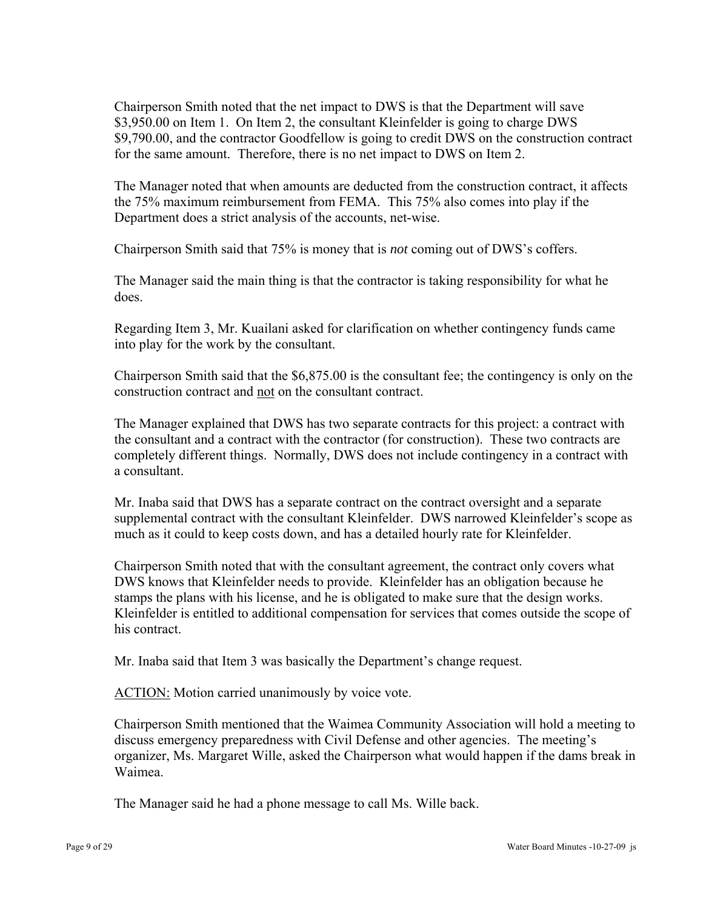Chairperson Smith noted that the net impact to DWS is that the Department will save $3,950.00 on Item 1. On Item 2, the consultant Kleinfelder is going to charge DWS $9,790.00, and the contractor Goodfellow is going to credit DWS on the construction contract for the same amount. Therefore, there is no net impact to DWS on Item 2.

The Manager noted that when amounts are deducted from the construction contract, it affects the 75% maximum reimbursement from FEMA. This 75% also comes into play if the Department does a strict analysis of the accounts, net-wise.

Chairperson Smith said that 75% is money that is *not* coming out of DWS's coffers.

The Manager said the main thing is that the contractor is taking responsibility for what he does.

Regarding Item 3, Mr. Kuailani asked for clarification on whether contingency funds came into play for the work by the consultant.

Chairperson Smith said that the $6,875.00 is the consultant fee; the contingency is only on the construction contract and <u>not</u> on the consultant contract.

The Manager explained that DWS has two separate contracts for this project: a contract with the consultant and a contract with the contractor (for construction). These two contracts are completely different things. Normally, DWS does not include contingency in a contract with a consultant.

Mr. Inaba said that DWS has a separate contract on the contract oversight and a separate supplemental contract with the consultant Kleinfelder. DWS narrowed Kleinfelder's scope as much as it could to keep costs down, and has a detailed hourly rate for Kleinfelder.

Chairperson Smith noted that with the consultant agreement, the contract only covers what DWS knows that Kleinfelder needs to provide. Kleinfelder has an obligation because he stamps the plans with his license, and he is obligated to make sure that the design works. Kleinfelder is entitled to additional compensation for services that comes outside the scope of his contract.

Mr. Inaba said that Item 3 was basically the Department's change request.

<u>ACTION:</u> Motion carried unanimously by voice vote.

Chairperson Smith mentioned that the Waimea Community Association will hold a meeting to discuss emergency preparedness with Civil Defense and other agencies. The meeting's organizer, Ms. Margaret Wille, asked the Chairperson what would happen if the dams break in Waimea.

The Manager said he had a phone message to call Ms. Wille back.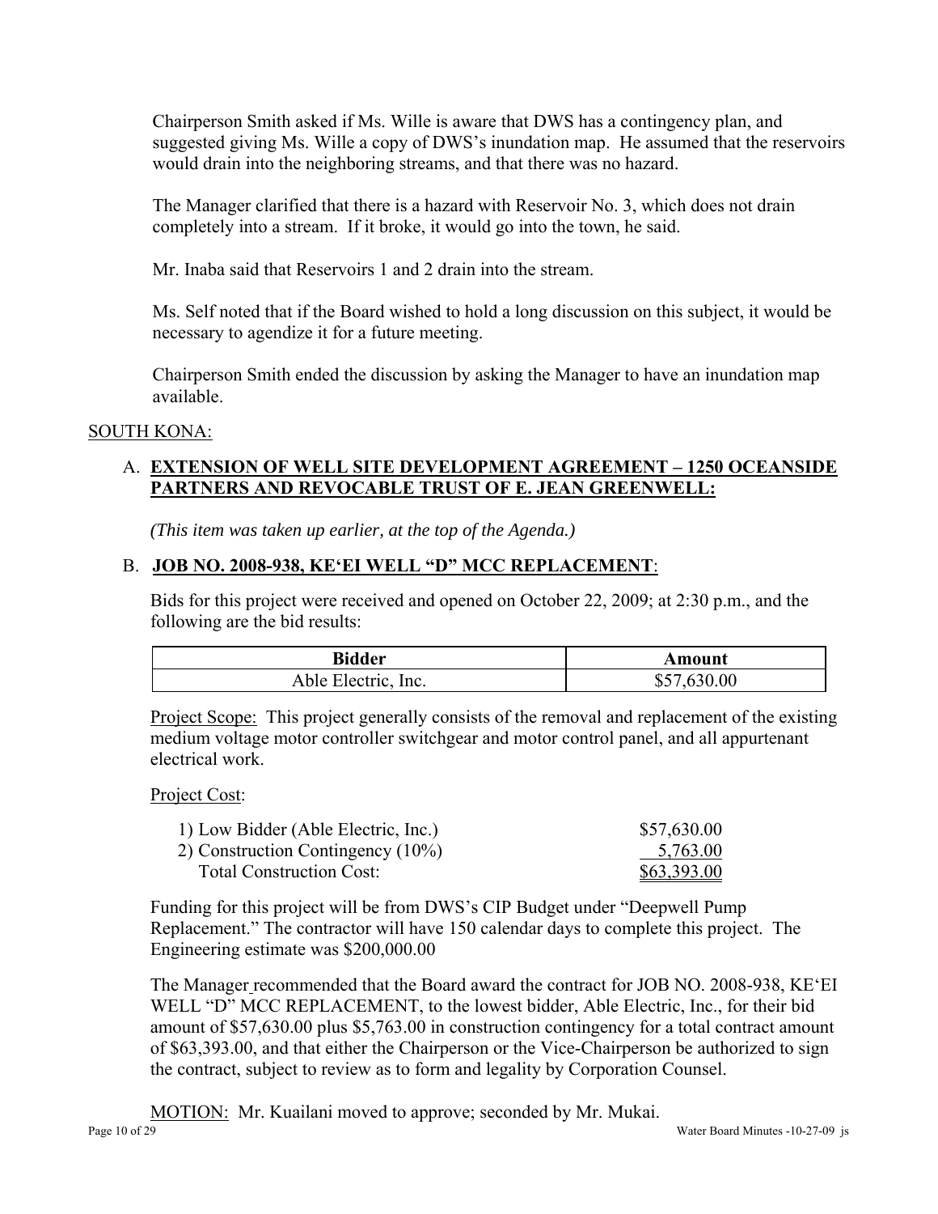Chairperson Smith asked if Ms. Wille is aware that DWS has a contingency plan, and suggested giving Ms. Wille a copy of DWS's inundation map. He assumed that the reservoirs would drain into the neighboring streams, and that there was no hazard.

The Manager clarified that there is a hazard with Reservoir No. 3, which does not drain completely into a stream. If it broke, it would go into the town, he said.

Mr. Inaba said that Reservoirs 1 and 2 drain into the stream.

Ms. Self noted that if the Board wished to hold a long discussion on this subject, it would be necessary to agendize it for a future meeting.

Chairperson Smith ended the discussion by asking the Manager to have an inundation map available.

SOUTH KONA:

A. **EXTENSION OF WELL SITE DEVELOPMENT AGREEMENT – 1250 OCEANSIDE PARTNERS AND REVOCABLE TRUST OF E. JEAN GREENWELL:**

*(This item was taken up earlier, at the top of the Agenda.)*

B. **JOB NO. 2008-938, KE'EI WELL "D" MCC REPLACEMENT**:

Bids for this project were received and opened on October 22, 2009; at 2:30 p.m., and the following are the bid results:

| Bidder | Amount |
|---|---|
| Able Electric, Inc. | $57,630.00 |

Project Scope: This project generally consists of the removal and replacement of the existing medium voltage motor controller switchgear and motor control panel, and all appurtenant electrical work.

Project Cost:

| | |
|---|---|
| 1) Low Bidder (Able Electric, Inc.) | $57,630.00 |
| 2) Construction Contingency (10%) | 5,763.00 |
| Total Construction Cost: | $63,393.00 |

Funding for this project will be from DWS's CIP Budget under "Deepwell Pump Replacement." The contractor will have 150 calendar days to complete this project. The Engineering estimate was $200,000.00

The Manager recommended that the Board award the contract for JOB NO. 2008-938, KE'EI WELL "D" MCC REPLACEMENT, to the lowest bidder, Able Electric, Inc., for their bid amount of $57,630.00 plus $5,763.00 in construction contingency for a total contract amount of $63,393.00, and that either the Chairperson or the Vice-Chairperson be authorized to sign the contract, subject to review as to form and legality by Corporation Counsel.

MOTION: Mr. Kuailani moved to approve; seconded by Mr. Mukai.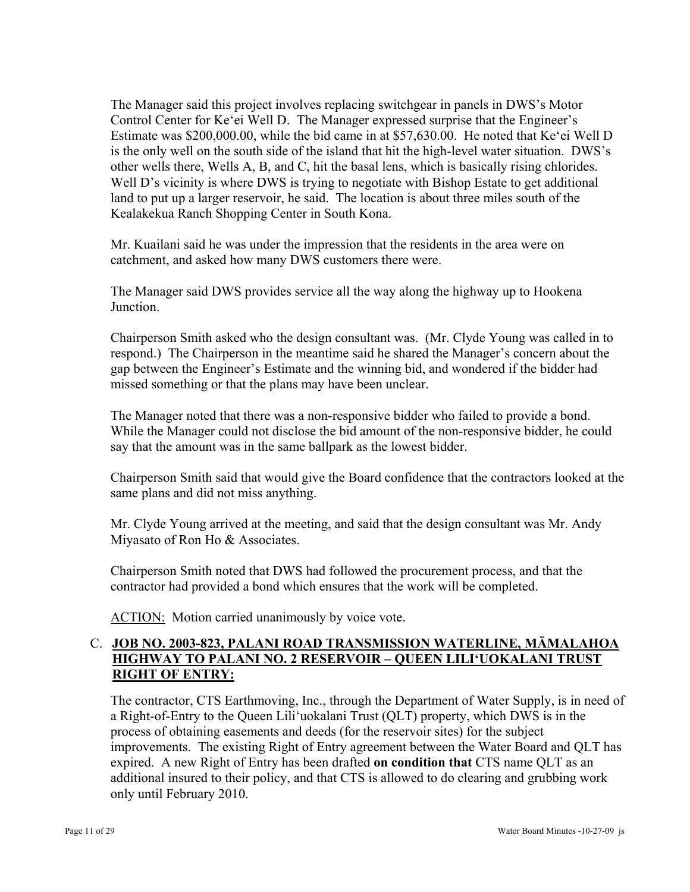The Manager said this project involves replacing switchgear in panels in DWS's Motor Control Center for Ke'ei Well D. The Manager expressed surprise that the Engineer's Estimate was $200,000.00, while the bid came in at $57,630.00. He noted that Ke'ei Well D is the only well on the south side of the island that hit the high-level water situation. DWS's other wells there, Wells A, B, and C, hit the basal lens, which is basically rising chlorides. Well D's vicinity is where DWS is trying to negotiate with Bishop Estate to get additional land to put up a larger reservoir, he said. The location is about three miles south of the Kealakekua Ranch Shopping Center in South Kona.

Mr. Kuailani said he was under the impression that the residents in the area were on catchment, and asked how many DWS customers there were.

The Manager said DWS provides service all the way along the highway up to Hookena Junction.

Chairperson Smith asked who the design consultant was. (Mr. Clyde Young was called in to respond.) The Chairperson in the meantime said he shared the Manager's concern about the gap between the Engineer's Estimate and the winning bid, and wondered if the bidder had missed something or that the plans may have been unclear.

The Manager noted that there was a non-responsive bidder who failed to provide a bond. While the Manager could not disclose the bid amount of the non-responsive bidder, he could say that the amount was in the same ballpark as the lowest bidder.

Chairperson Smith said that would give the Board confidence that the contractors looked at the same plans and did not miss anything.

Mr. Clyde Young arrived at the meeting, and said that the design consultant was Mr. Andy Miyasato of Ron Ho & Associates.

Chairperson Smith noted that DWS had followed the procurement process, and that the contractor had provided a bond which ensures that the work will be completed.

ACTION: Motion carried unanimously by voice vote.

C. **JOB NO. 2003-823, PALANI ROAD TRANSMISSION WATERLINE, MĀMALAHOA HIGHWAY TO PALANI NO. 2 RESERVOIR – QUEEN LILI'UOKALANI TRUST RIGHT OF ENTRY:**

The contractor, CTS Earthmoving, Inc., through the Department of Water Supply, is in need of a Right-of-Entry to the Queen Lili'uokalani Trust (QLT) property, which DWS is in the process of obtaining easements and deeds (for the reservoir sites) for the subject improvements. The existing Right of Entry agreement between the Water Board and QLT has expired. A new Right of Entry has been drafted **on condition that** CTS name QLT as an additional insured to their policy, and that CTS is allowed to do clearing and grubbing work only until February 2010.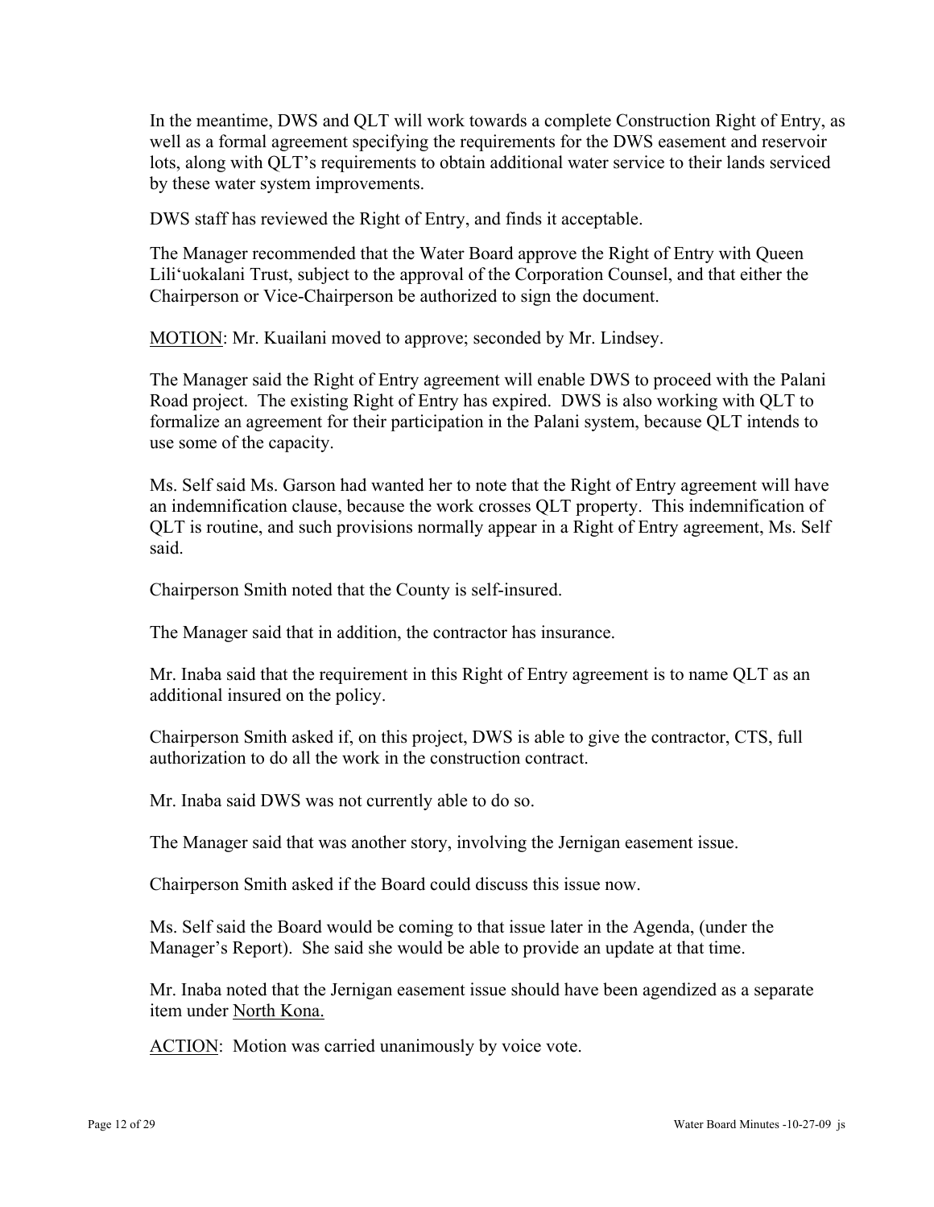In the meantime, DWS and QLT will work towards a complete Construction Right of Entry, as well as a formal agreement specifying the requirements for the DWS easement and reservoir lots, along with QLT's requirements to obtain additional water service to their lands serviced by these water system improvements.

DWS staff has reviewed the Right of Entry, and finds it acceptable.

The Manager recommended that the Water Board approve the Right of Entry with Queen Lili'uokalani Trust, subject to the approval of the Corporation Counsel, and that either the Chairperson or Vice-Chairperson be authorized to sign the document.

<u>MOTION</u>: Mr. Kuailani moved to approve; seconded by Mr. Lindsey.

The Manager said the Right of Entry agreement will enable DWS to proceed with the Palani Road project. The existing Right of Entry has expired. DWS is also working with QLT to formalize an agreement for their participation in the Palani system, because QLT intends to use some of the capacity.

Ms. Self said Ms. Garson had wanted her to note that the Right of Entry agreement will have an indemnification clause, because the work crosses QLT property. This indemnification of QLT is routine, and such provisions normally appear in a Right of Entry agreement, Ms. Self said.

Chairperson Smith noted that the County is self-insured.

The Manager said that in addition, the contractor has insurance.

Mr. Inaba said that the requirement in this Right of Entry agreement is to name QLT as an additional insured on the policy.

Chairperson Smith asked if, on this project, DWS is able to give the contractor, CTS, full authorization to do all the work in the construction contract.

Mr. Inaba said DWS was not currently able to do so.

The Manager said that was another story, involving the Jernigan easement issue.

Chairperson Smith asked if the Board could discuss this issue now.

Ms. Self said the Board would be coming to that issue later in the Agenda, (under the Manager's Report). She said she would be able to provide an update at that time.

Mr. Inaba noted that the Jernigan easement issue should have been agendized as a separate item under <u>North Kona.</u>

<u>ACTION</u>: Motion was carried unanimously by voice vote.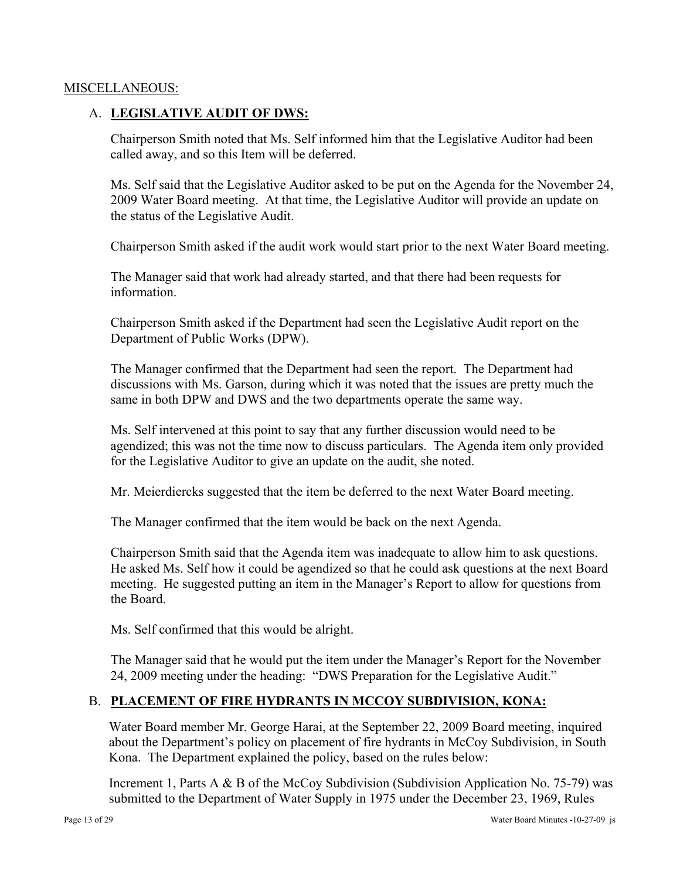MISCELLANEOUS:

A. **LEGISLATIVE AUDIT OF DWS:**

Chairperson Smith noted that Ms. Self informed him that the Legislative Auditor had been called away, and so this Item will be deferred.

Ms. Self said that the Legislative Auditor asked to be put on the Agenda for the November 24, 2009 Water Board meeting. At that time, the Legislative Auditor will provide an update on the status of the Legislative Audit.

Chairperson Smith asked if the audit work would start prior to the next Water Board meeting.

The Manager said that work had already started, and that there had been requests for information.

Chairperson Smith asked if the Department had seen the Legislative Audit report on the Department of Public Works (DPW).

The Manager confirmed that the Department had seen the report. The Department had discussions with Ms. Garson, during which it was noted that the issues are pretty much the same in both DPW and DWS and the two departments operate the same way.

Ms. Self intervened at this point to say that any further discussion would need to be agendized; this was not the time now to discuss particulars. The Agenda item only provided for the Legislative Auditor to give an update on the audit, she noted.

Mr. Meierdiercks suggested that the item be deferred to the next Water Board meeting.

The Manager confirmed that the item would be back on the next Agenda.

Chairperson Smith said that the Agenda item was inadequate to allow him to ask questions. He asked Ms. Self how it could be agendized so that he could ask questions at the next Board meeting. He suggested putting an item in the Manager's Report to allow for questions from the Board.

Ms. Self confirmed that this would be alright.

The Manager said that he would put the item under the Manager's Report for the November 24, 2009 meeting under the heading: "DWS Preparation for the Legislative Audit."

B. **PLACEMENT OF FIRE HYDRANTS IN MCCOY SUBDIVISION, KONA:**

Water Board member Mr. George Harai, at the September 22, 2009 Board meeting, inquired about the Department's policy on placement of fire hydrants in McCoy Subdivision, in South Kona. The Department explained the policy, based on the rules below:

Increment 1, Parts A & B of the McCoy Subdivision (Subdivision Application No. 75-79) was submitted to the Department of Water Supply in 1975 under the December 23, 1969, Rules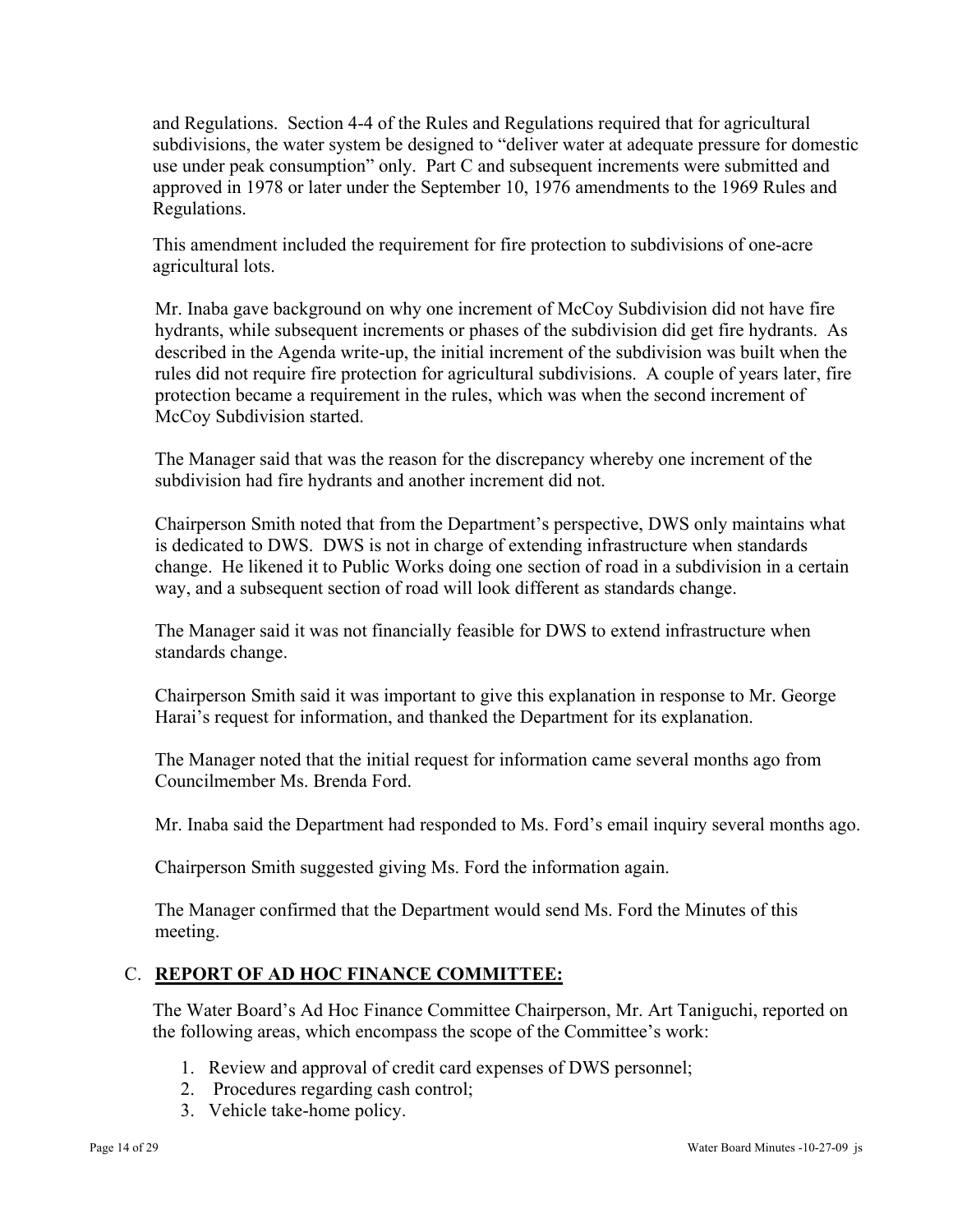and Regulations. Section 4-4 of the Rules and Regulations required that for agricultural subdivisions, the water system be designed to "deliver water at adequate pressure for domestic use under peak consumption" only. Part C and subsequent increments were submitted and approved in 1978 or later under the September 10, 1976 amendments to the 1969 Rules and Regulations.

This amendment included the requirement for fire protection to subdivisions of one-acre agricultural lots.

Mr. Inaba gave background on why one increment of McCoy Subdivision did not have fire hydrants, while subsequent increments or phases of the subdivision did get fire hydrants. As described in the Agenda write-up, the initial increment of the subdivision was built when the rules did not require fire protection for agricultural subdivisions. A couple of years later, fire protection became a requirement in the rules, which was when the second increment of McCoy Subdivision started.

The Manager said that was the reason for the discrepancy whereby one increment of the subdivision had fire hydrants and another increment did not.

Chairperson Smith noted that from the Department's perspective, DWS only maintains what is dedicated to DWS. DWS is not in charge of extending infrastructure when standards change. He likened it to Public Works doing one section of road in a subdivision in a certain way, and a subsequent section of road will look different as standards change.

The Manager said it was not financially feasible for DWS to extend infrastructure when standards change.

Chairperson Smith said it was important to give this explanation in response to Mr. George Harai's request for information, and thanked the Department for its explanation.

The Manager noted that the initial request for information came several months ago from Councilmember Ms. Brenda Ford.

Mr. Inaba said the Department had responded to Ms. Ford's email inquiry several months ago.

Chairperson Smith suggested giving Ms. Ford the information again.

The Manager confirmed that the Department would send Ms. Ford the Minutes of this meeting.

## C. **REPORT OF AD HOC FINANCE COMMITTEE:**

The Water Board's Ad Hoc Finance Committee Chairperson, Mr. Art Taniguchi, reported on the following areas, which encompass the scope of the Committee's work:

1. Review and approval of credit card expenses of DWS personnel;
2. Procedures regarding cash control;
3. Vehicle take-home policy.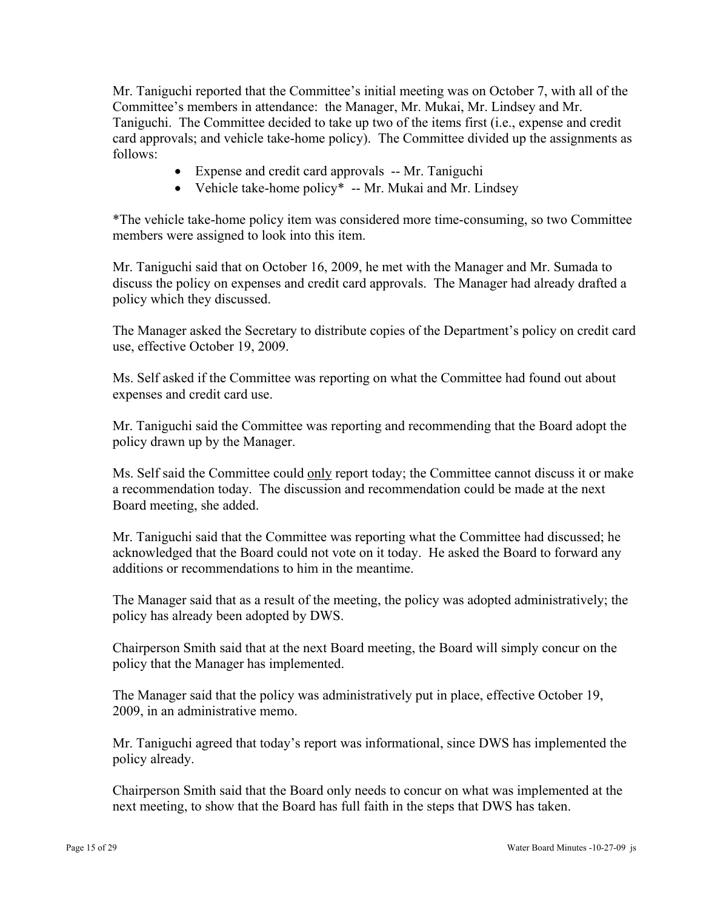Mr. Taniguchi reported that the Committee's initial meeting was on October 7, with all of the Committee's members in attendance: the Manager, Mr. Mukai, Mr. Lindsey and Mr. Taniguchi. The Committee decided to take up two of the items first (i.e., expense and credit card approvals; and vehicle take-home policy). The Committee divided up the assignments as follows:

- Expense and credit card approvals -- Mr. Taniguchi
- Vehicle take-home policy* -- Mr. Mukai and Mr. Lindsey

*The vehicle take-home policy item was considered more time-consuming, so two Committee members were assigned to look into this item.

Mr. Taniguchi said that on October 16, 2009, he met with the Manager and Mr. Sumada to discuss the policy on expenses and credit card approvals. The Manager had already drafted a policy which they discussed.

The Manager asked the Secretary to distribute copies of the Department's policy on credit card use, effective October 19, 2009.

Ms. Self asked if the Committee was reporting on what the Committee had found out about expenses and credit card use.

Mr. Taniguchi said the Committee was reporting and recommending that the Board adopt the policy drawn up by the Manager.

Ms. Self said the Committee could <u>only</u> report today; the Committee cannot discuss it or make a recommendation today. The discussion and recommendation could be made at the next Board meeting, she added.

Mr. Taniguchi said that the Committee was reporting what the Committee had discussed; he acknowledged that the Board could not vote on it today. He asked the Board to forward any additions or recommendations to him in the meantime.

The Manager said that as a result of the meeting, the policy was adopted administratively; the policy has already been adopted by DWS.

Chairperson Smith said that at the next Board meeting, the Board will simply concur on the policy that the Manager has implemented.

The Manager said that the policy was administratively put in place, effective October 19, 2009, in an administrative memo.

Mr. Taniguchi agreed that today's report was informational, since DWS has implemented the policy already.

Chairperson Smith said that the Board only needs to concur on what was implemented at the next meeting, to show that the Board has full faith in the steps that DWS has taken.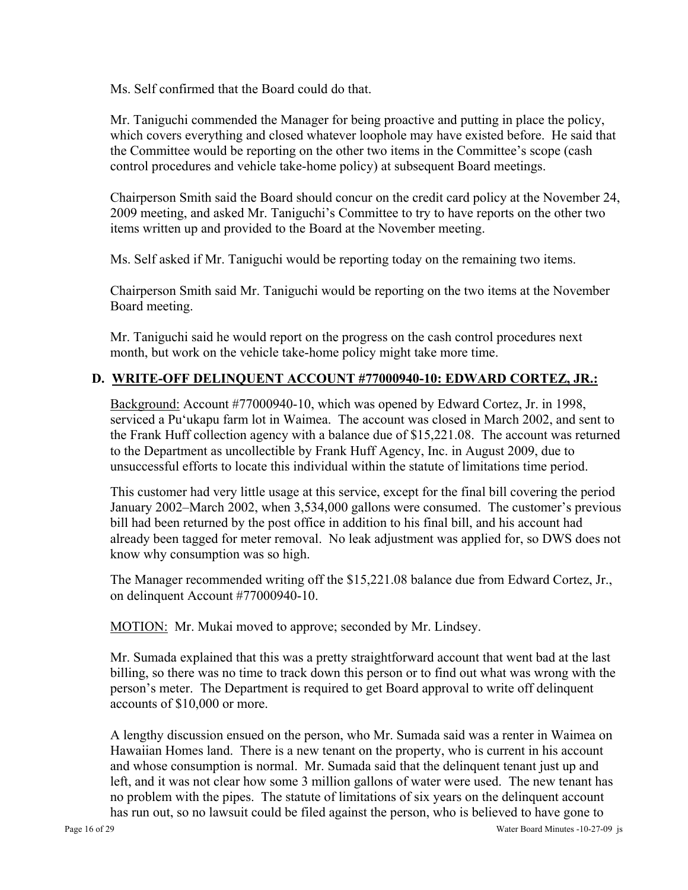Ms. Self confirmed that the Board could do that.

Mr. Taniguchi commended the Manager for being proactive and putting in place the policy, which covers everything and closed whatever loophole may have existed before. He said that the Committee would be reporting on the other two items in the Committee's scope (cash control procedures and vehicle take-home policy) at subsequent Board meetings.

Chairperson Smith said the Board should concur on the credit card policy at the November 24, 2009 meeting, and asked Mr. Taniguchi's Committee to try to have reports on the other two items written up and provided to the Board at the November meeting.

Ms. Self asked if Mr. Taniguchi would be reporting today on the remaining two items.

Chairperson Smith said Mr. Taniguchi would be reporting on the two items at the November Board meeting.

Mr. Taniguchi said he would report on the progress on the cash control procedures next month, but work on the vehicle take-home policy might take more time.

## D. WRITE-OFF DELINQUENT ACCOUNT #77000940-10: EDWARD CORTEZ, JR.:

Background: Account #77000940-10, which was opened by Edward Cortez, Jr. in 1998, serviced a Pu'ukapu farm lot in Waimea. The account was closed in March 2002, and sent to the Frank Huff collection agency with a balance due of $15,221.08. The account was returned to the Department as uncollectible by Frank Huff Agency, Inc. in August 2009, due to unsuccessful efforts to locate this individual within the statute of limitations time period.

This customer had very little usage at this service, except for the final bill covering the period January 2002–March 2002, when 3,534,000 gallons were consumed. The customer's previous bill had been returned by the post office in addition to his final bill, and his account had already been tagged for meter removal. No leak adjustment was applied for, so DWS does not know why consumption was so high.

The Manager recommended writing off the $15,221.08 balance due from Edward Cortez, Jr., on delinquent Account #77000940-10.

MOTION: Mr. Mukai moved to approve; seconded by Mr. Lindsey.

Mr. Sumada explained that this was a pretty straightforward account that went bad at the last billing, so there was no time to track down this person or to find out what was wrong with the person's meter. The Department is required to get Board approval to write off delinquent accounts of $10,000 or more.

A lengthy discussion ensued on the person, who Mr. Sumada said was a renter in Waimea on Hawaiian Homes land. There is a new tenant on the property, who is current in his account and whose consumption is normal. Mr. Sumada said that the delinquent tenant just up and left, and it was not clear how some 3 million gallons of water were used. The new tenant has no problem with the pipes. The statute of limitations of six years on the delinquent account has run out, so no lawsuit could be filed against the person, who is believed to have gone to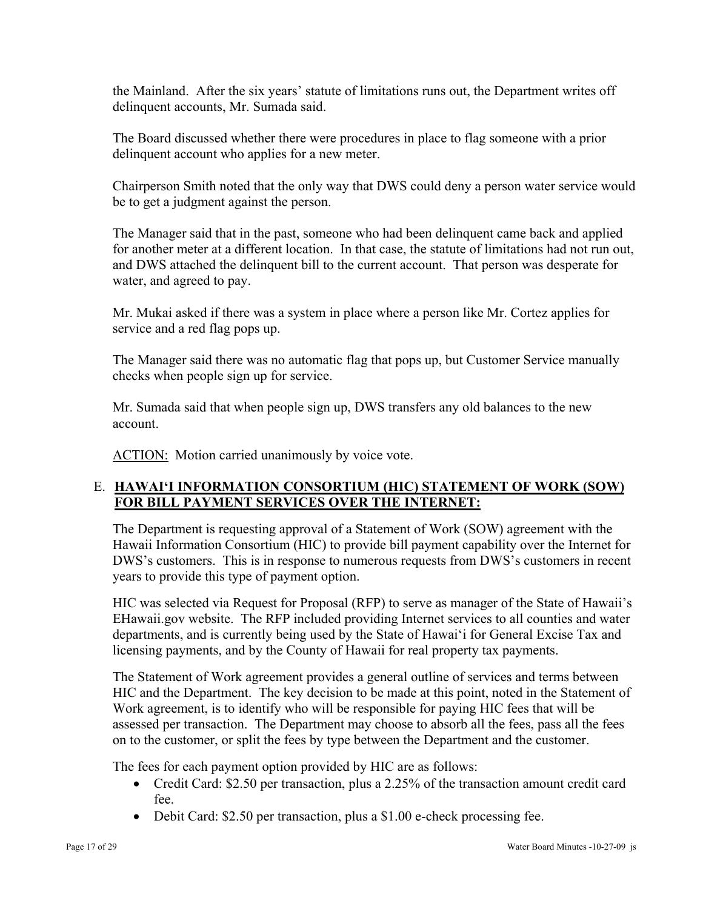the Mainland. After the six years' statute of limitations runs out, the Department writes off delinquent accounts, Mr. Sumada said.

The Board discussed whether there were procedures in place to flag someone with a prior delinquent account who applies for a new meter.

Chairperson Smith noted that the only way that DWS could deny a person water service would be to get a judgment against the person.

The Manager said that in the past, someone who had been delinquent came back and applied for another meter at a different location. In that case, the statute of limitations had not run out, and DWS attached the delinquent bill to the current account. That person was desperate for water, and agreed to pay.

Mr. Mukai asked if there was a system in place where a person like Mr. Cortez applies for service and a red flag pops up.

The Manager said there was no automatic flag that pops up, but Customer Service manually checks when people sign up for service.

Mr. Sumada said that when people sign up, DWS transfers any old balances to the new account.

<u>ACTION:</u> Motion carried unanimously by voice vote.

### E. <u>HAWAI'I INFORMATION CONSORTIUM (HIC) STATEMENT OF WORK (SOW) FOR BILL PAYMENT SERVICES OVER THE INTERNET:</u>

The Department is requesting approval of a Statement of Work (SOW) agreement with the Hawaii Information Consortium (HIC) to provide bill payment capability over the Internet for DWS's customers. This is in response to numerous requests from DWS's customers in recent years to provide this type of payment option.

HIC was selected via Request for Proposal (RFP) to serve as manager of the State of Hawaii's EHawaii.gov website. The RFP included providing Internet services to all counties and water departments, and is currently being used by the State of Hawai'i for General Excise Tax and licensing payments, and by the County of Hawaii for real property tax payments.

The Statement of Work agreement provides a general outline of services and terms between HIC and the Department. The key decision to be made at this point, noted in the Statement of Work agreement, is to identify who will be responsible for paying HIC fees that will be assessed per transaction. The Department may choose to absorb all the fees, pass all the fees on to the customer, or split the fees by type between the Department and the customer.

The fees for each payment option provided by HIC are as follows:

- Credit Card: $2.50 per transaction, plus a 2.25% of the transaction amount credit card fee.
- Debit Card: $2.50 per transaction, plus a $1.00 e-check processing fee.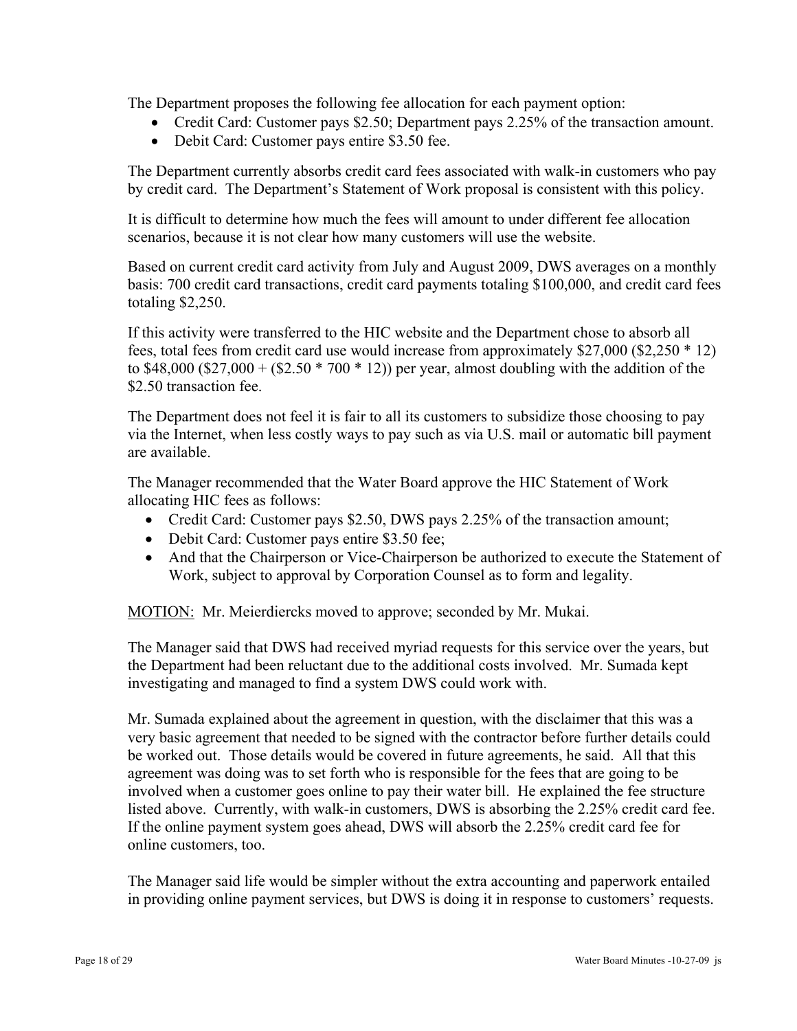The Department proposes the following fee allocation for each payment option:

- Credit Card: Customer pays $2.50; Department pays 2.25% of the transaction amount.
- Debit Card: Customer pays entire $3.50 fee.

The Department currently absorbs credit card fees associated with walk-in customers who pay by credit card. The Department's Statement of Work proposal is consistent with this policy.

It is difficult to determine how much the fees will amount to under different fee allocation scenarios, because it is not clear how many customers will use the website.

Based on current credit card activity from July and August 2009, DWS averages on a monthly basis: 700 credit card transactions, credit card payments totaling $100,000, and credit card fees totaling $2,250.

If this activity were transferred to the HIC website and the Department chose to absorb all fees, total fees from credit card use would increase from approximately $27,000 ($2,250 * 12) to $48,000 ($27,000 + ($2.50 * 700 * 12)) per year, almost doubling with the addition of the $2.50 transaction fee.

The Department does not feel it is fair to all its customers to subsidize those choosing to pay via the Internet, when less costly ways to pay such as via U.S. mail or automatic bill payment are available.

The Manager recommended that the Water Board approve the HIC Statement of Work allocating HIC fees as follows:

- Credit Card: Customer pays $2.50, DWS pays 2.25% of the transaction amount;
- Debit Card: Customer pays entire $3.50 fee;
- And that the Chairperson or Vice-Chairperson be authorized to execute the Statement of Work, subject to approval by Corporation Counsel as to form and legality.

<u>MOTION:</u> Mr. Meierdiercks moved to approve; seconded by Mr. Mukai.

The Manager said that DWS had received myriad requests for this service over the years, but the Department had been reluctant due to the additional costs involved. Mr. Sumada kept investigating and managed to find a system DWS could work with.

Mr. Sumada explained about the agreement in question, with the disclaimer that this was a very basic agreement that needed to be signed with the contractor before further details could be worked out. Those details would be covered in future agreements, he said. All that this agreement was doing was to set forth who is responsible for the fees that are going to be involved when a customer goes online to pay their water bill. He explained the fee structure listed above. Currently, with walk-in customers, DWS is absorbing the 2.25% credit card fee. If the online payment system goes ahead, DWS will absorb the 2.25% credit card fee for online customers, too.

The Manager said life would be simpler without the extra accounting and paperwork entailed in providing online payment services, but DWS is doing it in response to customers' requests.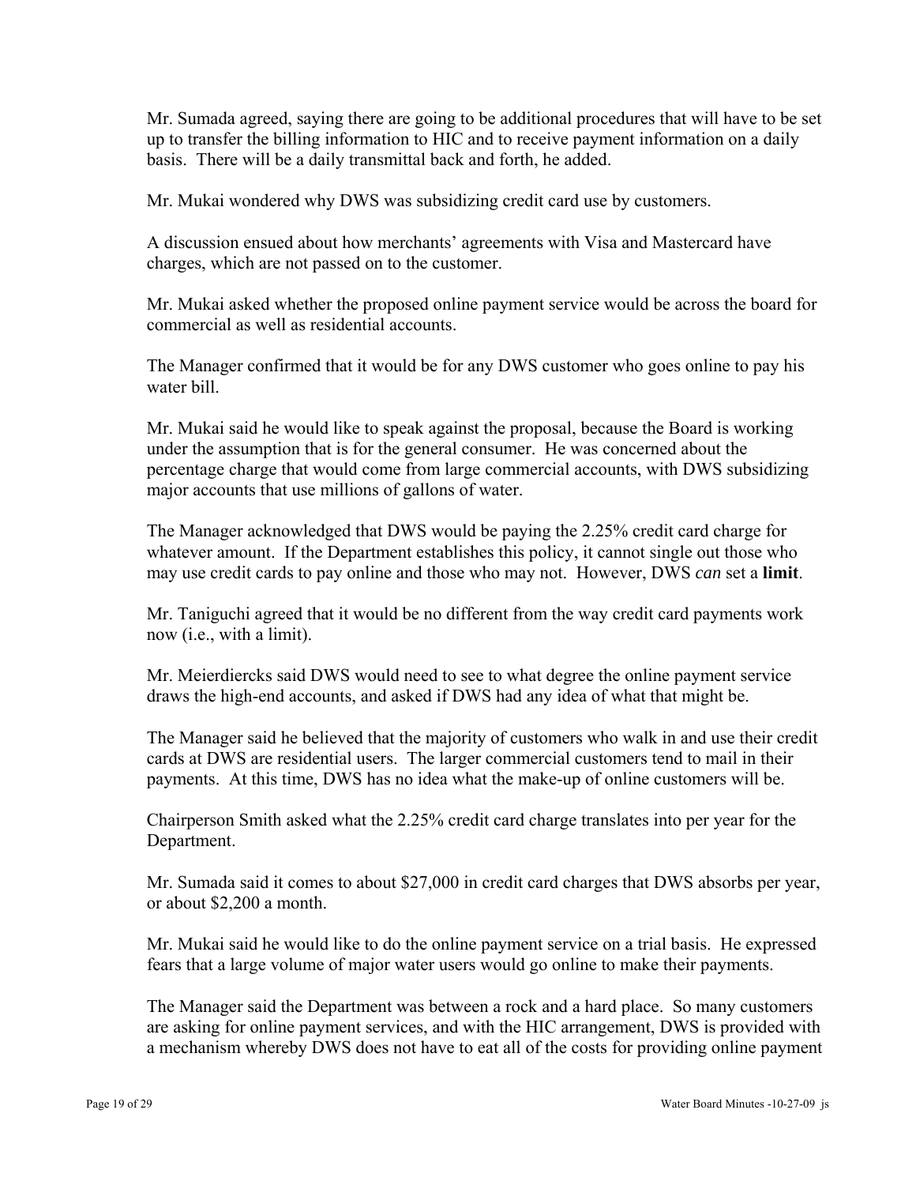Mr. Sumada agreed, saying there are going to be additional procedures that will have to be set up to transfer the billing information to HIC and to receive payment information on a daily basis. There will be a daily transmittal back and forth, he added.

Mr. Mukai wondered why DWS was subsidizing credit card use by customers.

A discussion ensued about how merchants' agreements with Visa and Mastercard have charges, which are not passed on to the customer.

Mr. Mukai asked whether the proposed online payment service would be across the board for commercial as well as residential accounts.

The Manager confirmed that it would be for any DWS customer who goes online to pay his water bill.

Mr. Mukai said he would like to speak against the proposal, because the Board is working under the assumption that is for the general consumer. He was concerned about the percentage charge that would come from large commercial accounts, with DWS subsidizing major accounts that use millions of gallons of water.

The Manager acknowledged that DWS would be paying the 2.25% credit card charge for whatever amount. If the Department establishes this policy, it cannot single out those who may use credit cards to pay online and those who may not. However, DWS *can* set a **limit**.

Mr. Taniguchi agreed that it would be no different from the way credit card payments work now (i.e., with a limit).

Mr. Meierdiercks said DWS would need to see to what degree the online payment service draws the high-end accounts, and asked if DWS had any idea of what that might be.

The Manager said he believed that the majority of customers who walk in and use their credit cards at DWS are residential users. The larger commercial customers tend to mail in their payments. At this time, DWS has no idea what the make-up of online customers will be.

Chairperson Smith asked what the 2.25% credit card charge translates into per year for the Department.

Mr. Sumada said it comes to about $27,000 in credit card charges that DWS absorbs per year, or about $2,200 a month.

Mr. Mukai said he would like to do the online payment service on a trial basis. He expressed fears that a large volume of major water users would go online to make their payments.

The Manager said the Department was between a rock and a hard place. So many customers are asking for online payment services, and with the HIC arrangement, DWS is provided with a mechanism whereby DWS does not have to eat all of the costs for providing online payment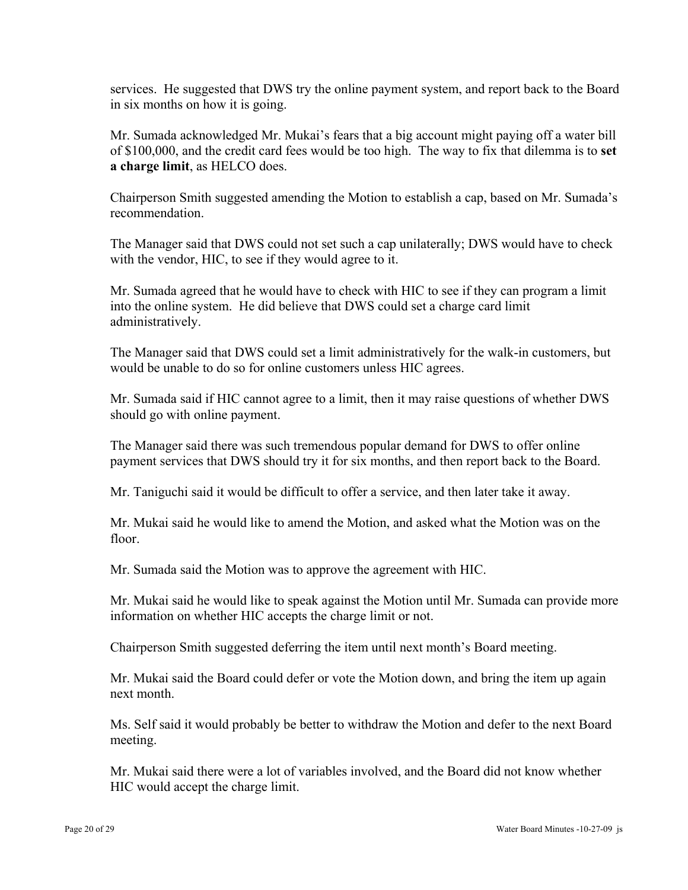services. He suggested that DWS try the online payment system, and report back to the Board in six months on how it is going.

Mr. Sumada acknowledged Mr. Mukai's fears that a big account might paying off a water bill of $100,000, and the credit card fees would be too high. The way to fix that dilemma is to **set a charge limit**, as HELCO does.

Chairperson Smith suggested amending the Motion to establish a cap, based on Mr. Sumada's recommendation.

The Manager said that DWS could not set such a cap unilaterally; DWS would have to check with the vendor, HIC, to see if they would agree to it.

Mr. Sumada agreed that he would have to check with HIC to see if they can program a limit into the online system. He did believe that DWS could set a charge card limit administratively.

The Manager said that DWS could set a limit administratively for the walk-in customers, but would be unable to do so for online customers unless HIC agrees.

Mr. Sumada said if HIC cannot agree to a limit, then it may raise questions of whether DWS should go with online payment.

The Manager said there was such tremendous popular demand for DWS to offer online payment services that DWS should try it for six months, and then report back to the Board.

Mr. Taniguchi said it would be difficult to offer a service, and then later take it away.

Mr. Mukai said he would like to amend the Motion, and asked what the Motion was on the floor.

Mr. Sumada said the Motion was to approve the agreement with HIC.

Mr. Mukai said he would like to speak against the Motion until Mr. Sumada can provide more information on whether HIC accepts the charge limit or not.

Chairperson Smith suggested deferring the item until next month's Board meeting.

Mr. Mukai said the Board could defer or vote the Motion down, and bring the item up again next month.

Ms. Self said it would probably be better to withdraw the Motion and defer to the next Board meeting.

Mr. Mukai said there were a lot of variables involved, and the Board did not know whether HIC would accept the charge limit.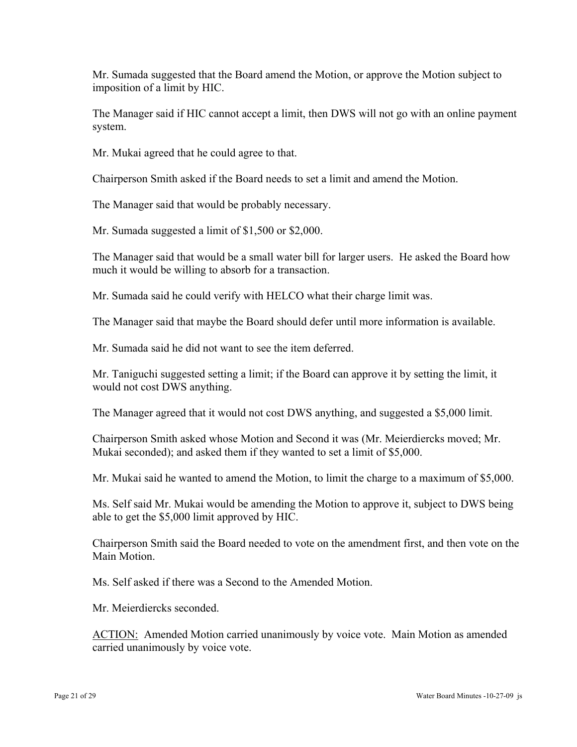Mr. Sumada suggested that the Board amend the Motion, or approve the Motion subject to imposition of a limit by HIC.

The Manager said if HIC cannot accept a limit, then DWS will not go with an online payment system.

Mr. Mukai agreed that he could agree to that.

Chairperson Smith asked if the Board needs to set a limit and amend the Motion.

The Manager said that would be probably necessary.

Mr. Sumada suggested a limit of $1,500 or $2,000.

The Manager said that would be a small water bill for larger users. He asked the Board how much it would be willing to absorb for a transaction.

Mr. Sumada said he could verify with HELCO what their charge limit was.

The Manager said that maybe the Board should defer until more information is available.

Mr. Sumada said he did not want to see the item deferred.

Mr. Taniguchi suggested setting a limit; if the Board can approve it by setting the limit, it would not cost DWS anything.

The Manager agreed that it would not cost DWS anything, and suggested a $5,000 limit.

Chairperson Smith asked whose Motion and Second it was (Mr. Meierdiercks moved; Mr. Mukai seconded); and asked them if they wanted to set a limit of $5,000.

Mr. Mukai said he wanted to amend the Motion, to limit the charge to a maximum of $5,000.

Ms. Self said Mr. Mukai would be amending the Motion to approve it, subject to DWS being able to get the $5,000 limit approved by HIC.

Chairperson Smith said the Board needed to vote on the amendment first, and then vote on the Main Motion.

Ms. Self asked if there was a Second to the Amended Motion.

Mr. Meierdiercks seconded.

ACTION: Amended Motion carried unanimously by voice vote. Main Motion as amended carried unanimously by voice vote.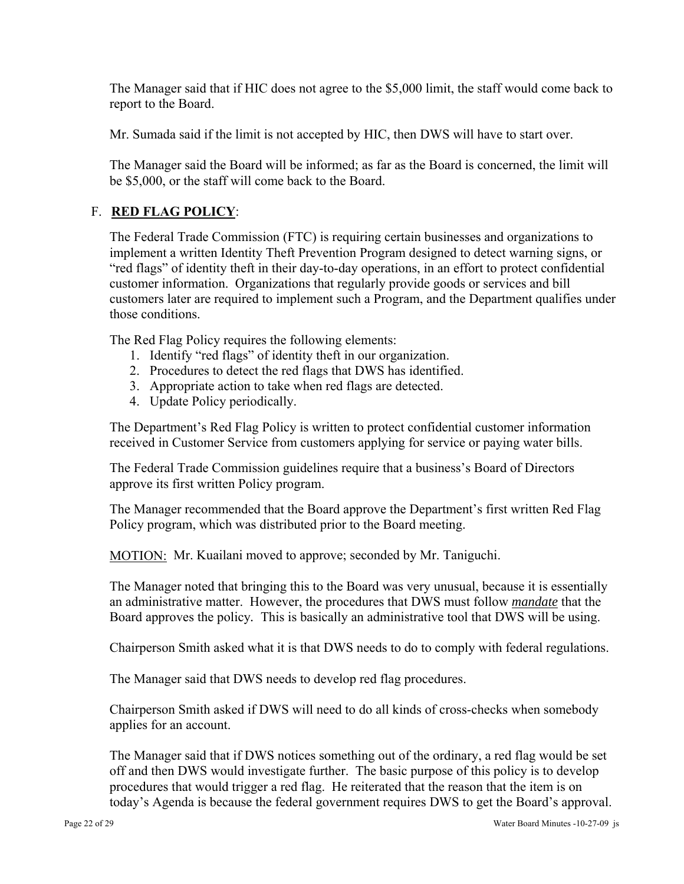The Manager said that if HIC does not agree to the $5,000 limit, the staff would come back to report to the Board.

Mr. Sumada said if the limit is not accepted by HIC, then DWS will have to start over.

The Manager said the Board will be informed; as far as the Board is concerned, the limit will be $5,000, or the staff will come back to the Board.

## F. **RED FLAG POLICY**:

The Federal Trade Commission (FTC) is requiring certain businesses and organizations to implement a written Identity Theft Prevention Program designed to detect warning signs, or "red flags" of identity theft in their day-to-day operations, in an effort to protect confidential customer information. Organizations that regularly provide goods or services and bill customers later are required to implement such a Program, and the Department qualifies under those conditions.

The Red Flag Policy requires the following elements:

1. Identify "red flags" of identity theft in our organization.
2. Procedures to detect the red flags that DWS has identified.
3. Appropriate action to take when red flags are detected.
4. Update Policy periodically.

The Department's Red Flag Policy is written to protect confidential customer information received in Customer Service from customers applying for service or paying water bills.

The Federal Trade Commission guidelines require that a business's Board of Directors approve its first written Policy program.

The Manager recommended that the Board approve the Department's first written Red Flag Policy program, which was distributed prior to the Board meeting.

<u>MOTION:</u> Mr. Kuailani moved to approve; seconded by Mr. Taniguchi.

The Manager noted that bringing this to the Board was very unusual, because it is essentially an administrative matter. However, the procedures that DWS must follow ***<u>mandate</u>*** that the Board approves the policy. This is basically an administrative tool that DWS will be using.

Chairperson Smith asked what it is that DWS needs to do to comply with federal regulations.

The Manager said that DWS needs to develop red flag procedures.

Chairperson Smith asked if DWS will need to do all kinds of cross-checks when somebody applies for an account.

The Manager said that if DWS notices something out of the ordinary, a red flag would be set off and then DWS would investigate further. The basic purpose of this policy is to develop procedures that would trigger a red flag. He reiterated that the reason that the item is on today's Agenda is because the federal government requires DWS to get the Board's approval.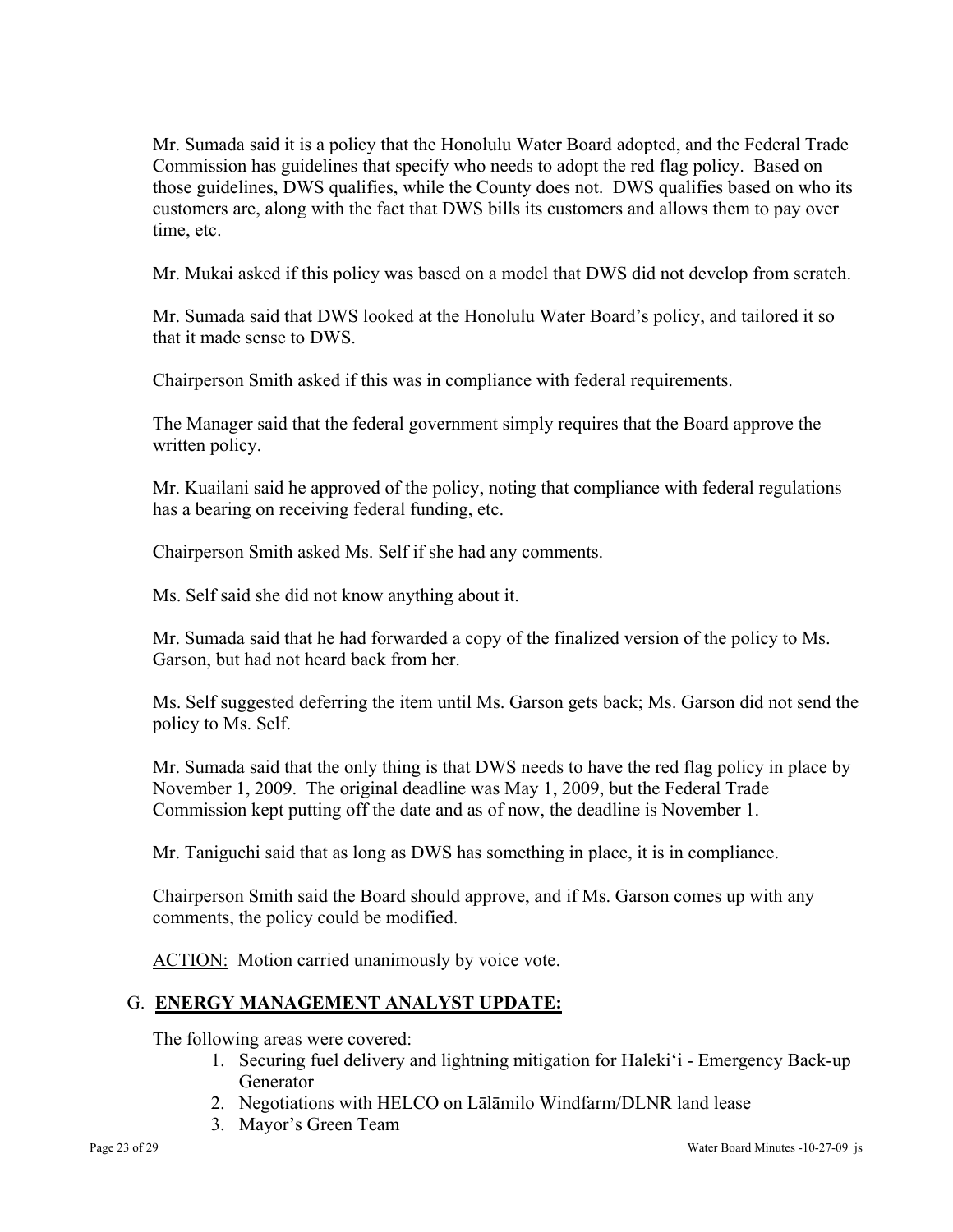Mr. Sumada said it is a policy that the Honolulu Water Board adopted, and the Federal Trade Commission has guidelines that specify who needs to adopt the red flag policy. Based on those guidelines, DWS qualifies, while the County does not. DWS qualifies based on who its customers are, along with the fact that DWS bills its customers and allows them to pay over time, etc.

Mr. Mukai asked if this policy was based on a model that DWS did not develop from scratch.

Mr. Sumada said that DWS looked at the Honolulu Water Board's policy, and tailored it so that it made sense to DWS.

Chairperson Smith asked if this was in compliance with federal requirements.

The Manager said that the federal government simply requires that the Board approve the written policy.

Mr. Kuailani said he approved of the policy, noting that compliance with federal regulations has a bearing on receiving federal funding, etc.

Chairperson Smith asked Ms. Self if she had any comments.

Ms. Self said she did not know anything about it.

Mr. Sumada said that he had forwarded a copy of the finalized version of the policy to Ms. Garson, but had not heard back from her.

Ms. Self suggested deferring the item until Ms. Garson gets back; Ms. Garson did not send the policy to Ms. Self.

Mr. Sumada said that the only thing is that DWS needs to have the red flag policy in place by November 1, 2009. The original deadline was May 1, 2009, but the Federal Trade Commission kept putting off the date and as of now, the deadline is November 1.

Mr. Taniguchi said that as long as DWS has something in place, it is in compliance.

Chairperson Smith said the Board should approve, and if Ms. Garson comes up with any comments, the policy could be modified.

ACTION: Motion carried unanimously by voice vote.

## G. ENERGY MANAGEMENT ANALYST UPDATE:

The following areas were covered:

1. Securing fuel delivery and lightning mitigation for Haleki'i - Emergency Back-up Generator
2. Negotiations with HELCO on Lālāmilo Windfarm/DLNR land lease
3. Mayor's Green Team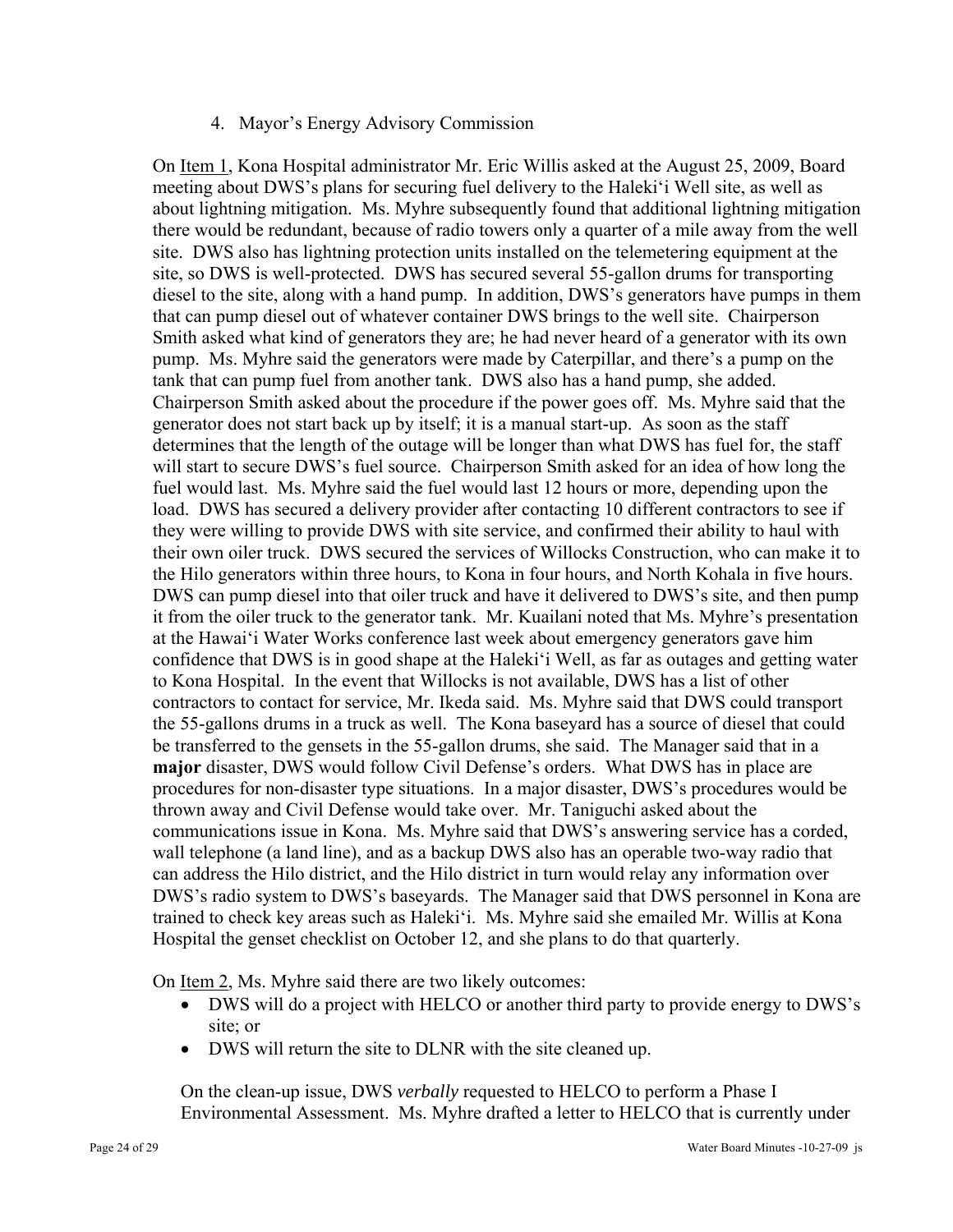4. Mayor's Energy Advisory Commission

On Item 1, Kona Hospital administrator Mr. Eric Willis asked at the August 25, 2009, Board meeting about DWS's plans for securing fuel delivery to the Haleki'i Well site, as well as about lightning mitigation. Ms. Myhre subsequently found that additional lightning mitigation there would be redundant, because of radio towers only a quarter of a mile away from the well site. DWS also has lightning protection units installed on the telemetering equipment at the site, so DWS is well-protected. DWS has secured several 55-gallon drums for transporting diesel to the site, along with a hand pump. In addition, DWS's generators have pumps in them that can pump diesel out of whatever container DWS brings to the well site. Chairperson Smith asked what kind of generators they are; he had never heard of a generator with its own pump. Ms. Myhre said the generators were made by Caterpillar, and there's a pump on the tank that can pump fuel from another tank. DWS also has a hand pump, she added. Chairperson Smith asked about the procedure if the power goes off. Ms. Myhre said that the generator does not start back up by itself; it is a manual start-up. As soon as the staff determines that the length of the outage will be longer than what DWS has fuel for, the staff will start to secure DWS's fuel source. Chairperson Smith asked for an idea of how long the fuel would last. Ms. Myhre said the fuel would last 12 hours or more, depending upon the load. DWS has secured a delivery provider after contacting 10 different contractors to see if they were willing to provide DWS with site service, and confirmed their ability to haul with their own oiler truck. DWS secured the services of Willocks Construction, who can make it to the Hilo generators within three hours, to Kona in four hours, and North Kohala in five hours. DWS can pump diesel into that oiler truck and have it delivered to DWS's site, and then pump it from the oiler truck to the generator tank. Mr. Kuailani noted that Ms. Myhre's presentation at the Hawai'i Water Works conference last week about emergency generators gave him confidence that DWS is in good shape at the Haleki'i Well, as far as outages and getting water to Kona Hospital. In the event that Willocks is not available, DWS has a list of other contractors to contact for service, Mr. Ikeda said. Ms. Myhre said that DWS could transport the 55-gallons drums in a truck as well. The Kona baseyard has a source of diesel that could be transferred to the gensets in the 55-gallon drums, she said. The Manager said that in a **major** disaster, DWS would follow Civil Defense's orders. What DWS has in place are procedures for non-disaster type situations. In a major disaster, DWS's procedures would be thrown away and Civil Defense would take over. Mr. Taniguchi asked about the communications issue in Kona. Ms. Myhre said that DWS's answering service has a corded, wall telephone (a land line), and as a backup DWS also has an operable two-way radio that can address the Hilo district, and the Hilo district in turn would relay any information over DWS's radio system to DWS's baseyards. The Manager said that DWS personnel in Kona are trained to check key areas such as Haleki'i. Ms. Myhre said she emailed Mr. Willis at Kona Hospital the genset checklist on October 12, and she plans to do that quarterly.

On Item 2, Ms. Myhre said there are two likely outcomes:

- DWS will do a project with HELCO or another third party to provide energy to DWS's site; or
- DWS will return the site to DLNR with the site cleaned up.

On the clean-up issue, DWS *verbally* requested to HELCO to perform a Phase I Environmental Assessment. Ms. Myhre drafted a letter to HELCO that is currently under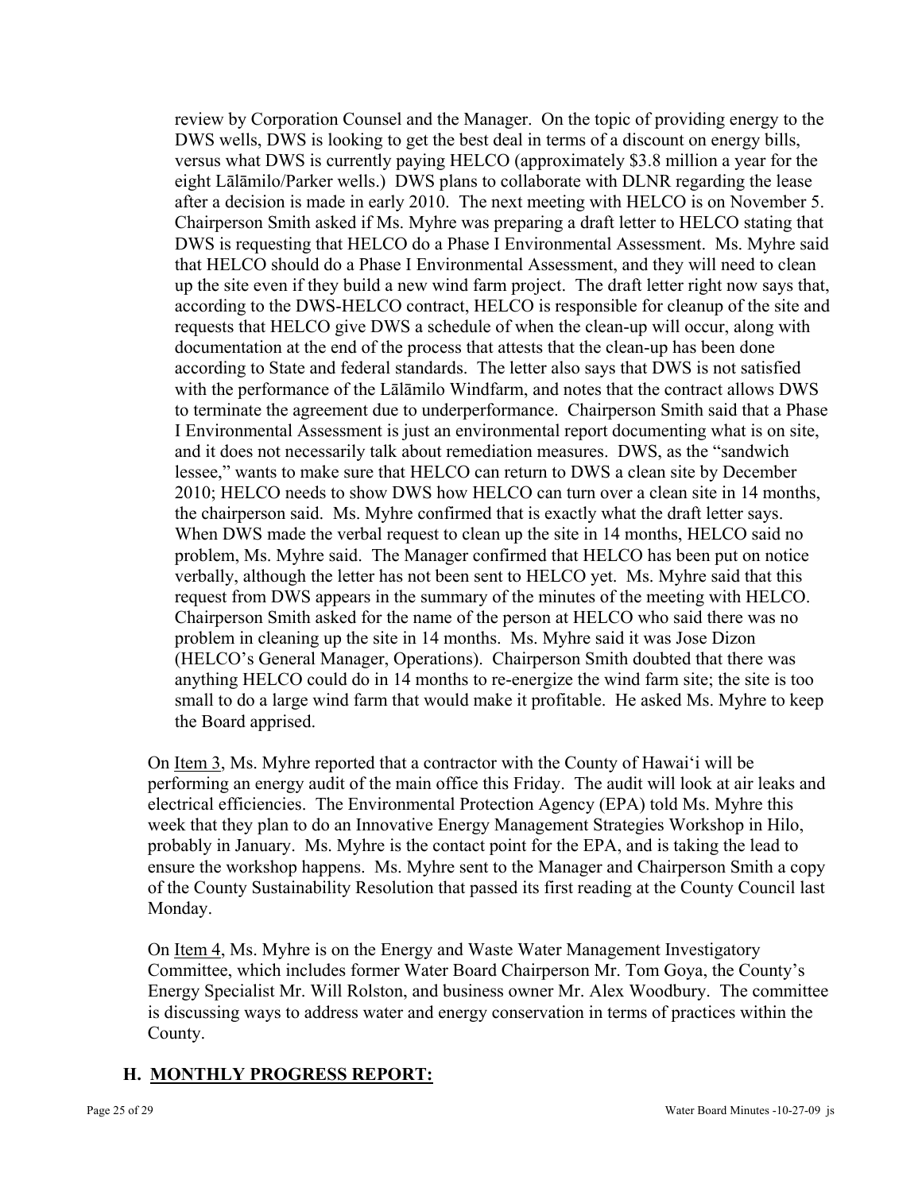review by Corporation Counsel and the Manager. On the topic of providing energy to the DWS wells, DWS is looking to get the best deal in terms of a discount on energy bills, versus what DWS is currently paying HELCO (approximately $3.8 million a year for the eight Lālāmilo/Parker wells.) DWS plans to collaborate with DLNR regarding the lease after a decision is made in early 2010. The next meeting with HELCO is on November 5. Chairperson Smith asked if Ms. Myhre was preparing a draft letter to HELCO stating that DWS is requesting that HELCO do a Phase I Environmental Assessment. Ms. Myhre said that HELCO should do a Phase I Environmental Assessment, and they will need to clean up the site even if they build a new wind farm project. The draft letter right now says that, according to the DWS-HELCO contract, HELCO is responsible for cleanup of the site and requests that HELCO give DWS a schedule of when the clean-up will occur, along with documentation at the end of the process that attests that the clean-up has been done according to State and federal standards. The letter also says that DWS is not satisfied with the performance of the Lālāmilo Windfarm, and notes that the contract allows DWS to terminate the agreement due to underperformance. Chairperson Smith said that a Phase I Environmental Assessment is just an environmental report documenting what is on site, and it does not necessarily talk about remediation measures. DWS, as the "sandwich lessee," wants to make sure that HELCO can return to DWS a clean site by December 2010; HELCO needs to show DWS how HELCO can turn over a clean site in 14 months, the chairperson said. Ms. Myhre confirmed that is exactly what the draft letter says. When DWS made the verbal request to clean up the site in 14 months, HELCO said no problem, Ms. Myhre said. The Manager confirmed that HELCO has been put on notice verbally, although the letter has not been sent to HELCO yet. Ms. Myhre said that this request from DWS appears in the summary of the minutes of the meeting with HELCO. Chairperson Smith asked for the name of the person at HELCO who said there was no problem in cleaning up the site in 14 months. Ms. Myhre said it was Jose Dizon (HELCO's General Manager, Operations). Chairperson Smith doubted that there was anything HELCO could do in 14 months to re-energize the wind farm site; the site is too small to do a large wind farm that would make it profitable. He asked Ms. Myhre to keep the Board apprised.

On Item 3, Ms. Myhre reported that a contractor with the County of Hawai'i will be performing an energy audit of the main office this Friday. The audit will look at air leaks and electrical efficiencies. The Environmental Protection Agency (EPA) told Ms. Myhre this week that they plan to do an Innovative Energy Management Strategies Workshop in Hilo, probably in January. Ms. Myhre is the contact point for the EPA, and is taking the lead to ensure the workshop happens. Ms. Myhre sent to the Manager and Chairperson Smith a copy of the County Sustainability Resolution that passed its first reading at the County Council last Monday.

On Item 4, Ms. Myhre is on the Energy and Waste Water Management Investigatory Committee, which includes former Water Board Chairperson Mr. Tom Goya, the County's Energy Specialist Mr. Will Rolston, and business owner Mr. Alex Woodbury. The committee is discussing ways to address water and energy conservation in terms of practices within the County.

## H. MONTHLY PROGRESS REPORT: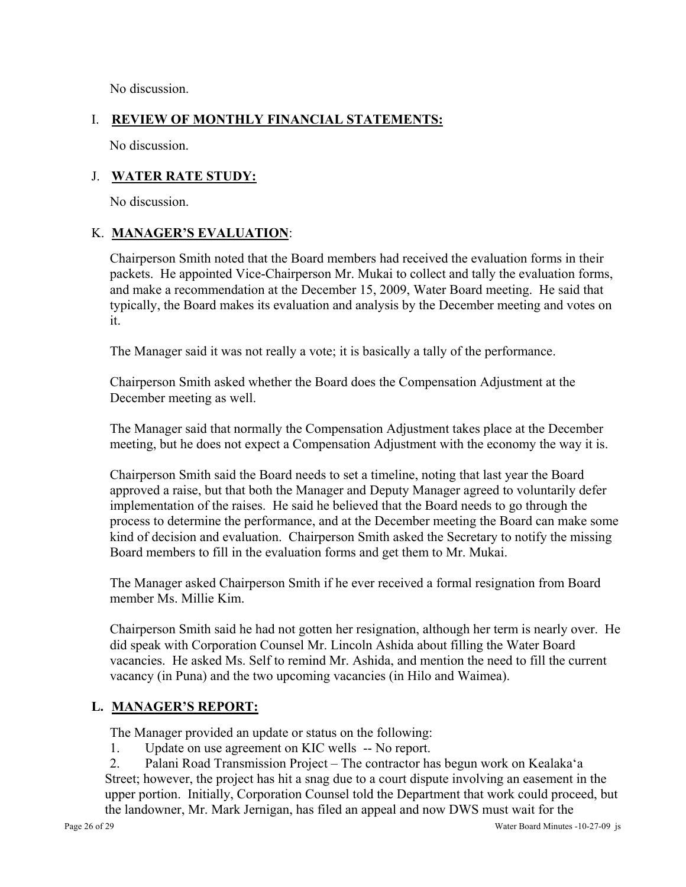No discussion.

## I. **REVIEW OF MONTHLY FINANCIAL STATEMENTS:**

No discussion.

## J. **WATER RATE STUDY:**

No discussion.

## K. **MANAGER'S EVALUATION**:

Chairperson Smith noted that the Board members had received the evaluation forms in their packets. He appointed Vice-Chairperson Mr. Mukai to collect and tally the evaluation forms, and make a recommendation at the December 15, 2009, Water Board meeting. He said that typically, the Board makes its evaluation and analysis by the December meeting and votes on it.

The Manager said it was not really a vote; it is basically a tally of the performance.

Chairperson Smith asked whether the Board does the Compensation Adjustment at the December meeting as well.

The Manager said that normally the Compensation Adjustment takes place at the December meeting, but he does not expect a Compensation Adjustment with the economy the way it is.

Chairperson Smith said the Board needs to set a timeline, noting that last year the Board approved a raise, but that both the Manager and Deputy Manager agreed to voluntarily defer implementation of the raises. He said he believed that the Board needs to go through the process to determine the performance, and at the December meeting the Board can make some kind of decision and evaluation. Chairperson Smith asked the Secretary to notify the missing Board members to fill in the evaluation forms and get them to Mr. Mukai.

The Manager asked Chairperson Smith if he ever received a formal resignation from Board member Ms. Millie Kim.

Chairperson Smith said he had not gotten her resignation, although her term is nearly over. He did speak with Corporation Counsel Mr. Lincoln Ashida about filling the Water Board vacancies. He asked Ms. Self to remind Mr. Ashida, and mention the need to fill the current vacancy (in Puna) and the two upcoming vacancies (in Hilo and Waimea).

## L. **MANAGER'S REPORT:**

The Manager provided an update or status on the following:

1. Update on use agreement on KIC wells -- No report.
2. Palani Road Transmission Project – The contractor has begun work on Kealaka'a Street; however, the project has hit a snag due to a court dispute involving an easement in the upper portion. Initially, Corporation Counsel told the Department that work could proceed, but the landowner, Mr. Mark Jernigan, has filed an appeal and now DWS must wait for the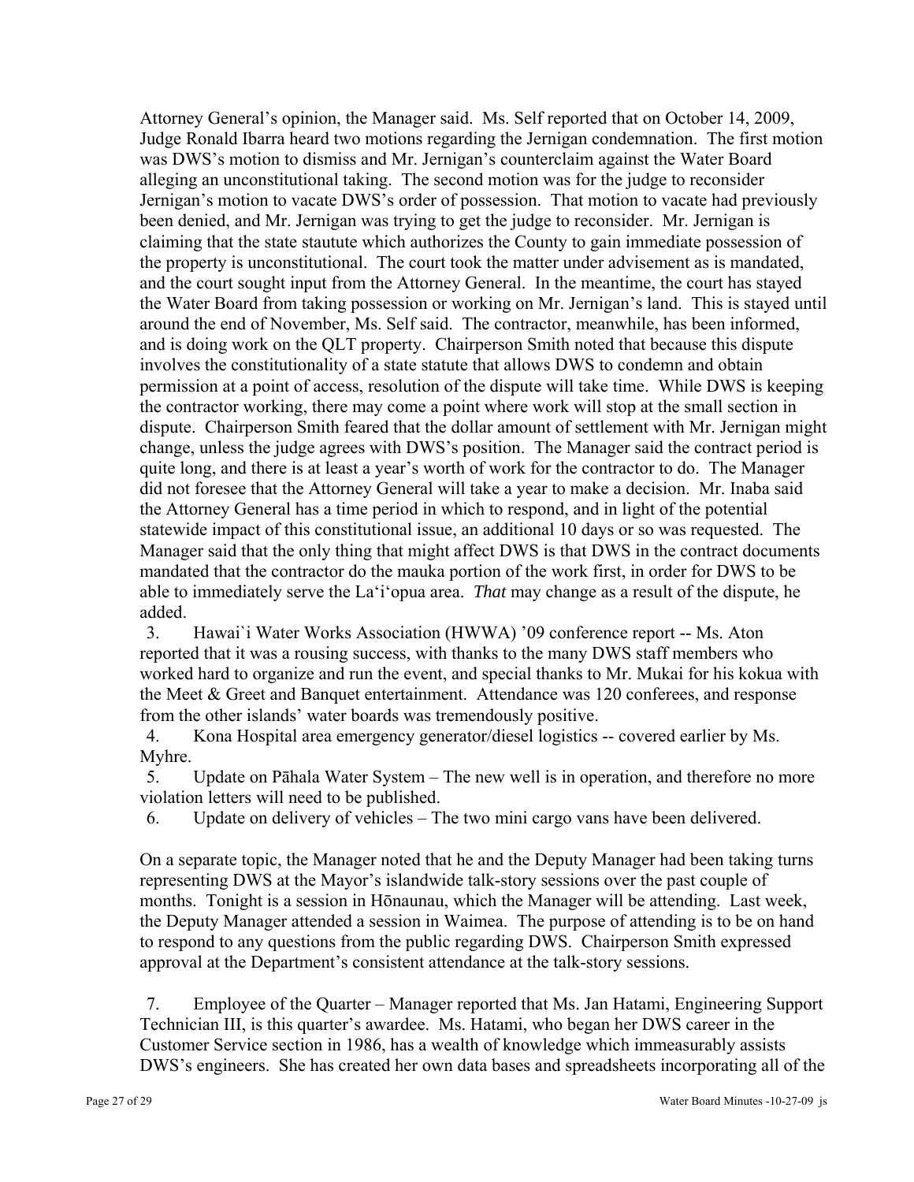Attorney General's opinion, the Manager said. Ms. Self reported that on October 14, 2009, Judge Ronald Ibarra heard two motions regarding the Jernigan condemnation. The first motion was DWS's motion to dismiss and Mr. Jernigan's counterclaim against the Water Board alleging an unconstitutional taking. The second motion was for the judge to reconsider Jernigan's motion to vacate DWS's order of possession. That motion to vacate had previously been denied, and Mr. Jernigan was trying to get the judge to reconsider. Mr. Jernigan is claiming that the state stautute which authorizes the County to gain immediate possession of the property is unconstitutional. The court took the matter under advisement as is mandated, and the court sought input from the Attorney General. In the meantime, the court has stayed the Water Board from taking possession or working on Mr. Jernigan's land. This is stayed until around the end of November, Ms. Self said. The contractor, meanwhile, has been informed, and is doing work on the QLT property. Chairperson Smith noted that because this dispute involves the constitutionality of a state statute that allows DWS to condemn and obtain permission at a point of access, resolution of the dispute will take time. While DWS is keeping the contractor working, there may come a point where work will stop at the small section in dispute. Chairperson Smith feared that the dollar amount of settlement with Mr. Jernigan might change, unless the judge agrees with DWS's position. The Manager said the contract period is quite long, and there is at least a year's worth of work for the contractor to do. The Manager did not foresee that the Attorney General will take a year to make a decision. Mr. Inaba said the Attorney General has a time period in which to respond, and in light of the potential statewide impact of this constitutional issue, an additional 10 days or so was requested. The Manager said that the only thing that might affect DWS is that DWS in the contract documents mandated that the contractor do the mauka portion of the work first, in order for DWS to be able to immediately serve the La'i'opua area. *That* may change as a result of the dispute, he added.

3. Hawai`i Water Works Association (HWWA) '09 conference report -- Ms. Aton reported that it was a rousing success, with thanks to the many DWS staff members who worked hard to organize and run the event, and special thanks to Mr. Mukai for his kokua with the Meet & Greet and Banquet entertainment. Attendance was 120 conferees, and response from the other islands' water boards was tremendously positive.

4. Kona Hospital area emergency generator/diesel logistics -- covered earlier by Ms. Myhre.

5. Update on Pāhala Water System – The new well is in operation, and therefore no more violation letters will need to be published.

6. Update on delivery of vehicles – The two mini cargo vans have been delivered.

On a separate topic, the Manager noted that he and the Deputy Manager had been taking turns representing DWS at the Mayor's islandwide talk-story sessions over the past couple of months. Tonight is a session in Hōnaunau, which the Manager will be attending. Last week, the Deputy Manager attended a session in Waimea. The purpose of attending is to be on hand to respond to any questions from the public regarding DWS. Chairperson Smith expressed approval at the Department's consistent attendance at the talk-story sessions.

7. Employee of the Quarter – Manager reported that Ms. Jan Hatami, Engineering Support Technician III, is this quarter's awardee. Ms. Hatami, who began her DWS career in the Customer Service section in 1986, has a wealth of knowledge which immeasurably assists DWS's engineers. She has created her own data bases and spreadsheets incorporating all of the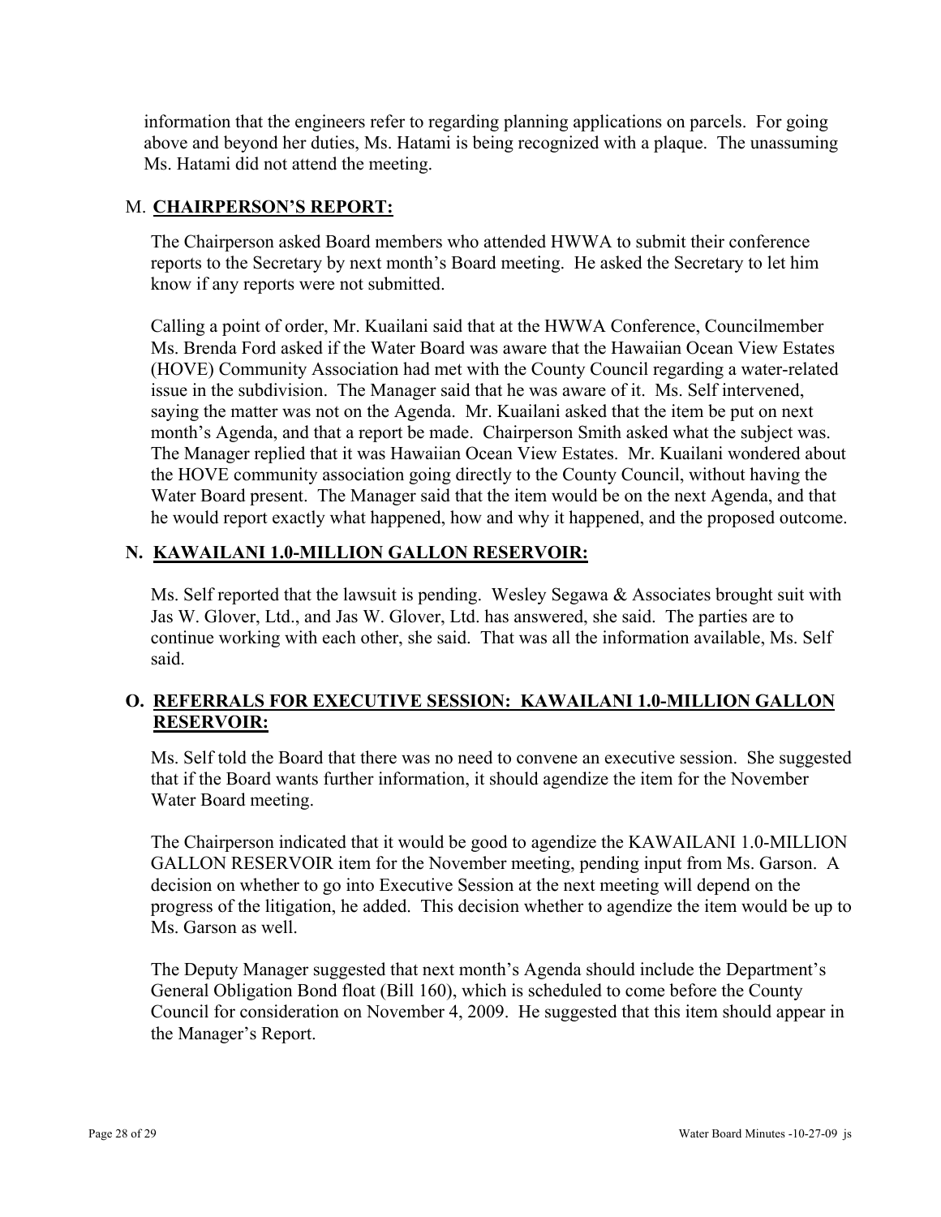information that the engineers refer to regarding planning applications on parcels. For going above and beyond her duties, Ms. Hatami is being recognized with a plaque. The unassuming Ms. Hatami did not attend the meeting.

## M. **CHAIRPERSON'S REPORT:**

The Chairperson asked Board members who attended HWWA to submit their conference reports to the Secretary by next month's Board meeting. He asked the Secretary to let him know if any reports were not submitted.

Calling a point of order, Mr. Kuailani said that at the HWWA Conference, Councilmember Ms. Brenda Ford asked if the Water Board was aware that the Hawaiian Ocean View Estates (HOVE) Community Association had met with the County Council regarding a water-related issue in the subdivision. The Manager said that he was aware of it. Ms. Self intervened, saying the matter was not on the Agenda. Mr. Kuailani asked that the item be put on next month's Agenda, and that a report be made. Chairperson Smith asked what the subject was. The Manager replied that it was Hawaiian Ocean View Estates. Mr. Kuailani wondered about the HOVE community association going directly to the County Council, without having the Water Board present. The Manager said that the item would be on the next Agenda, and that he would report exactly what happened, how and why it happened, and the proposed outcome.

## N. **KAWAILANI 1.0-MILLION GALLON RESERVOIR:**

Ms. Self reported that the lawsuit is pending. Wesley Segawa & Associates brought suit with Jas W. Glover, Ltd., and Jas W. Glover, Ltd. has answered, she said. The parties are to continue working with each other, she said. That was all the information available, Ms. Self said.

## O. **REFERRALS FOR EXECUTIVE SESSION: KAWAILANI 1.0-MILLION GALLON RESERVOIR:**

Ms. Self told the Board that there was no need to convene an executive session. She suggested that if the Board wants further information, it should agendize the item for the November Water Board meeting.

The Chairperson indicated that it would be good to agendize the KAWAILANI 1.0-MILLION GALLON RESERVOIR item for the November meeting, pending input from Ms. Garson. A decision on whether to go into Executive Session at the next meeting will depend on the progress of the litigation, he added. This decision whether to agendize the item would be up to Ms. Garson as well.

The Deputy Manager suggested that next month's Agenda should include the Department's General Obligation Bond float (Bill 160), which is scheduled to come before the County Council for consideration on November 4, 2009. He suggested that this item should appear in the Manager's Report.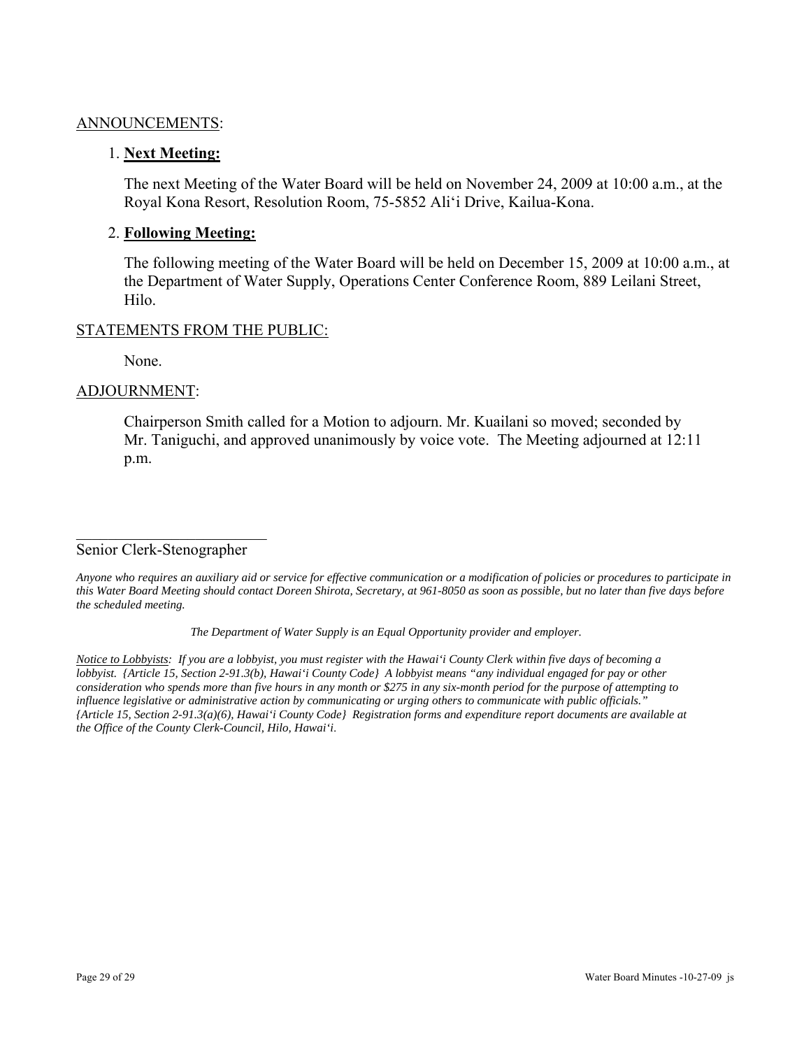ANNOUNCEMENTS:

1. **Next Meeting:**

   The next Meeting of the Water Board will be held on November 24, 2009 at 10:00 a.m., at the Royal Kona Resort, Resolution Room, 75-5852 Ali‘i Drive, Kailua-Kona.

2. **Following Meeting:**

   The following meeting of the Water Board will be held on December 15, 2009 at 10:00 a.m., at the Department of Water Supply, Operations Center Conference Room, 889 Leilani Street, Hilo.

STATEMENTS FROM THE PUBLIC:

None.

ADJOURNMENT:

Chairperson Smith called for a Motion to adjourn. Mr. Kuailani so moved; seconded by Mr. Taniguchi, and approved unanimously by voice vote. The Meeting adjourned at 12:11 p.m.

\_\_\_\_\_\_\_\_\_\_\_\_\_\_\_\_\_\_\_\_\_\_\_\_\_\_

Senior Clerk-Stenographer

*Anyone who requires an auxiliary aid or service for effective communication or a modification of policies or procedures to participate in this Water Board Meeting should contact Doreen Shirota, Secretary, at 961-8050 as soon as possible, but no later than five days before the scheduled meeting.*

*The Department of Water Supply is an Equal Opportunity provider and employer.*

*Notice to Lobbyists: If you are a lobbyist, you must register with the Hawai‘i County Clerk within five days of becoming a lobbyist. {Article 15, Section 2-91.3(b), Hawai‘i County Code} A lobbyist means "any individual engaged for pay or other consideration who spends more than five hours in any month or $275 in any six-month period for the purpose of attempting to influence legislative or administrative action by communicating or urging others to communicate with public officials." {Article 15, Section 2-91.3(a)(6), Hawai‘i County Code} Registration forms and expenditure report documents are available at the Office of the County Clerk-Council, Hilo, Hawai‘i.*